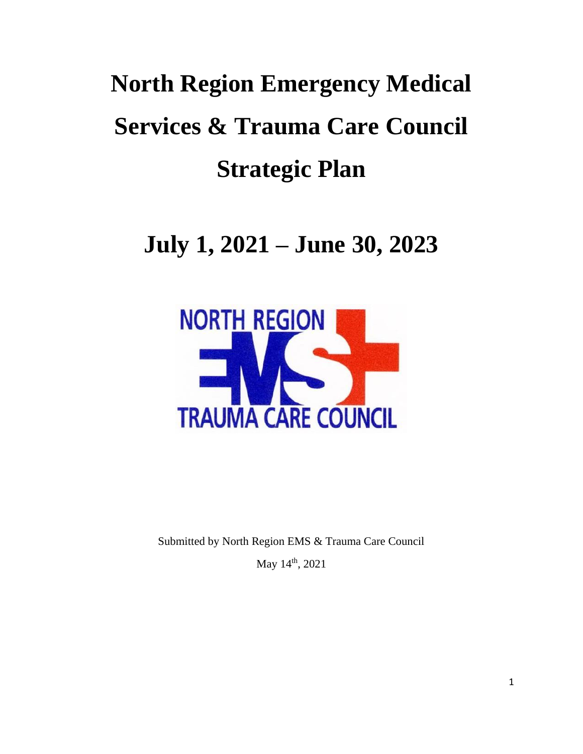# North Region Emergency Medical Services & Trauma Care Council Strategic Plan

# July 1, 2021 – June 30, 2023

NORTH REGION EMS TRAUMA CARE COUNCIL

Submitted by North Region EMS & Trauma Care Council

May 14th, 2021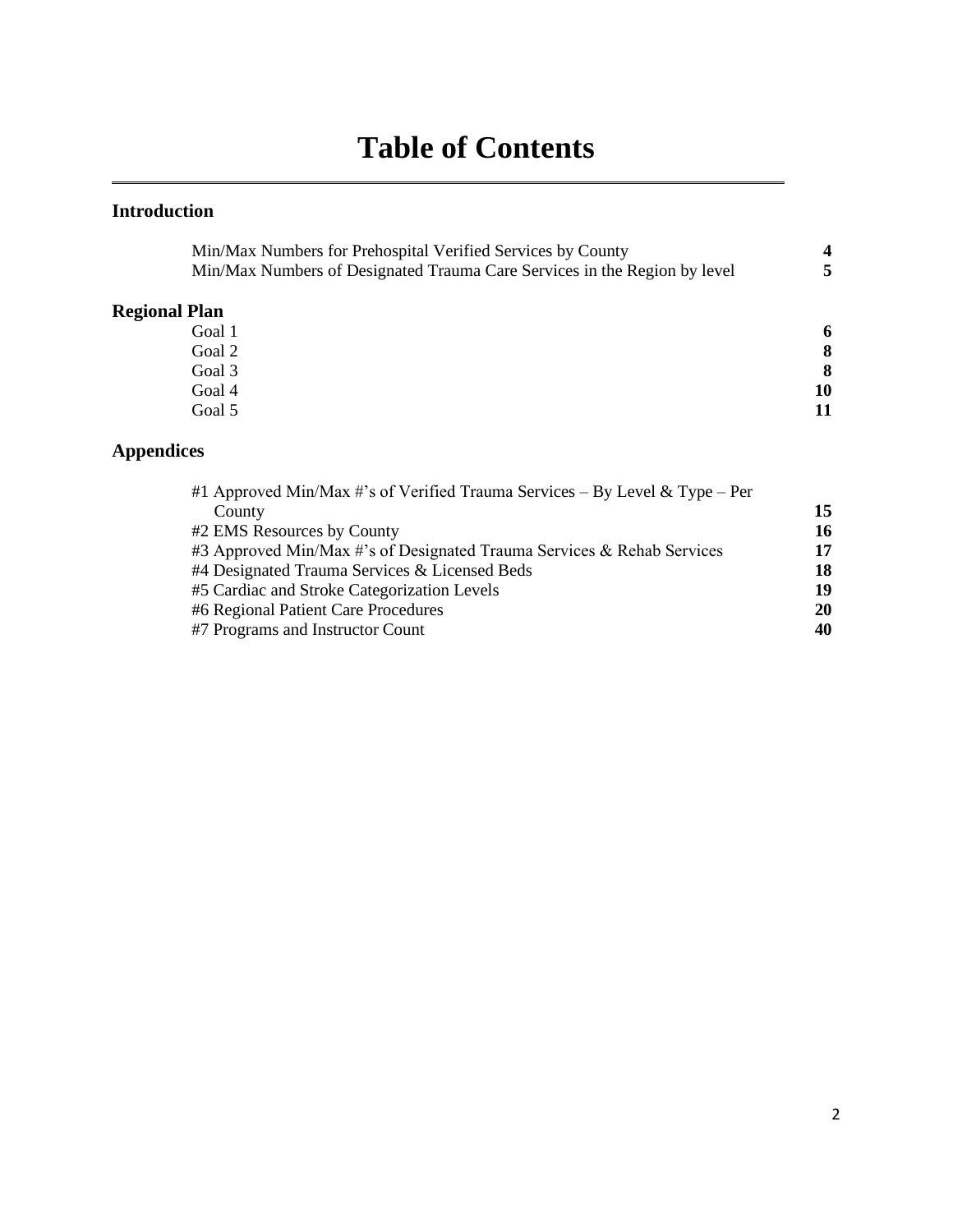# Table of Contents

## Introduction

| | |
|---|---|
| Min/Max Numbers for Prehospital Verified Services by County | **4** |
| Min/Max Numbers of Designated Trauma Care Services in the Region by level | **5** |

## Regional Plan

| | |
|---|---|
| Goal 1 | **6** |
| Goal 2 | **8** |
| Goal 3 | **8** |
| Goal 4 | **10** |
| Goal 5 | **11** |

## Appendices

| | |
|---|---|
| #1 Approved Min/Max #'s of Verified Trauma Services – By Level & Type – Per County | **15** |
| #2 EMS Resources by County | **16** |
| #3 Approved Min/Max #'s of Designated Trauma Services & Rehab Services | **17** |
| #4 Designated Trauma Services & Licensed Beds | **18** |
| #5 Cardiac and Stroke Categorization Levels | **19** |
| #6 Regional Patient Care Procedures | **20** |
| #7 Programs and Instructor Count | **40** |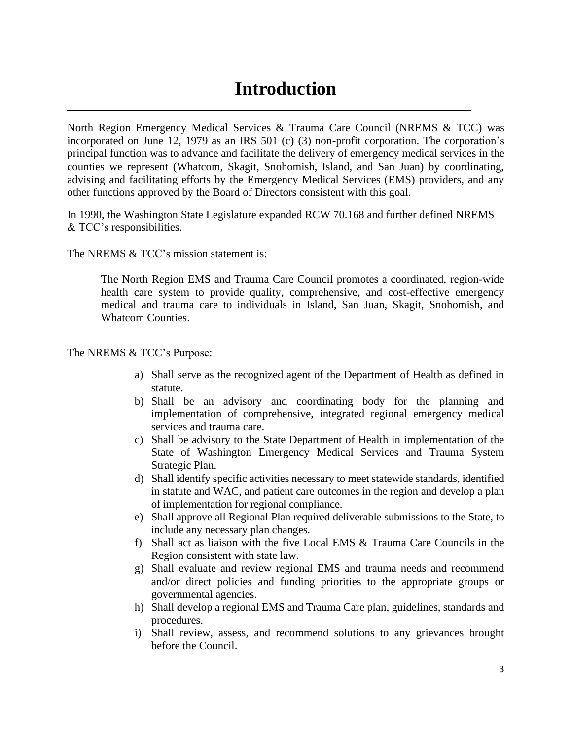# Introduction

North Region Emergency Medical Services & Trauma Care Council (NREMS & TCC) was incorporated on June 12, 1979 as an IRS 501 (c) (3) non-profit corporation. The corporation's principal function was to advance and facilitate the delivery of emergency medical services in the counties we represent (Whatcom, Skagit, Snohomish, Island, and San Juan) by coordinating, advising and facilitating efforts by the Emergency Medical Services (EMS) providers, and any other functions approved by the Board of Directors consistent with this goal.

In 1990, the Washington State Legislature expanded RCW 70.168 and further defined NREMS & TCC's responsibilities.

The NREMS & TCC's mission statement is:

> The North Region EMS and Trauma Care Council promotes a coordinated, region-wide health care system to provide quality, comprehensive, and cost-effective emergency medical and trauma care to individuals in Island, San Juan, Skagit, Snohomish, and Whatcom Counties.

The NREMS & TCC's Purpose:

a) Shall serve as the recognized agent of the Department of Health as defined in statute.
b) Shall be an advisory and coordinating body for the planning and implementation of comprehensive, integrated regional emergency medical services and trauma care.
c) Shall be advisory to the State Department of Health in implementation of the State of Washington Emergency Medical Services and Trauma System Strategic Plan.
d) Shall identify specific activities necessary to meet statewide standards, identified in statute and WAC, and patient care outcomes in the region and develop a plan of implementation for regional compliance.
e) Shall approve all Regional Plan required deliverable submissions to the State, to include any necessary plan changes.
f) Shall act as liaison with the five Local EMS & Trauma Care Councils in the Region consistent with state law.
g) Shall evaluate and review regional EMS and trauma needs and recommend and/or direct policies and funding priorities to the appropriate groups or governmental agencies.
h) Shall develop a regional EMS and Trauma Care plan, guidelines, standards and procedures.
i) Shall review, assess, and recommend solutions to any grievances brought before the Council.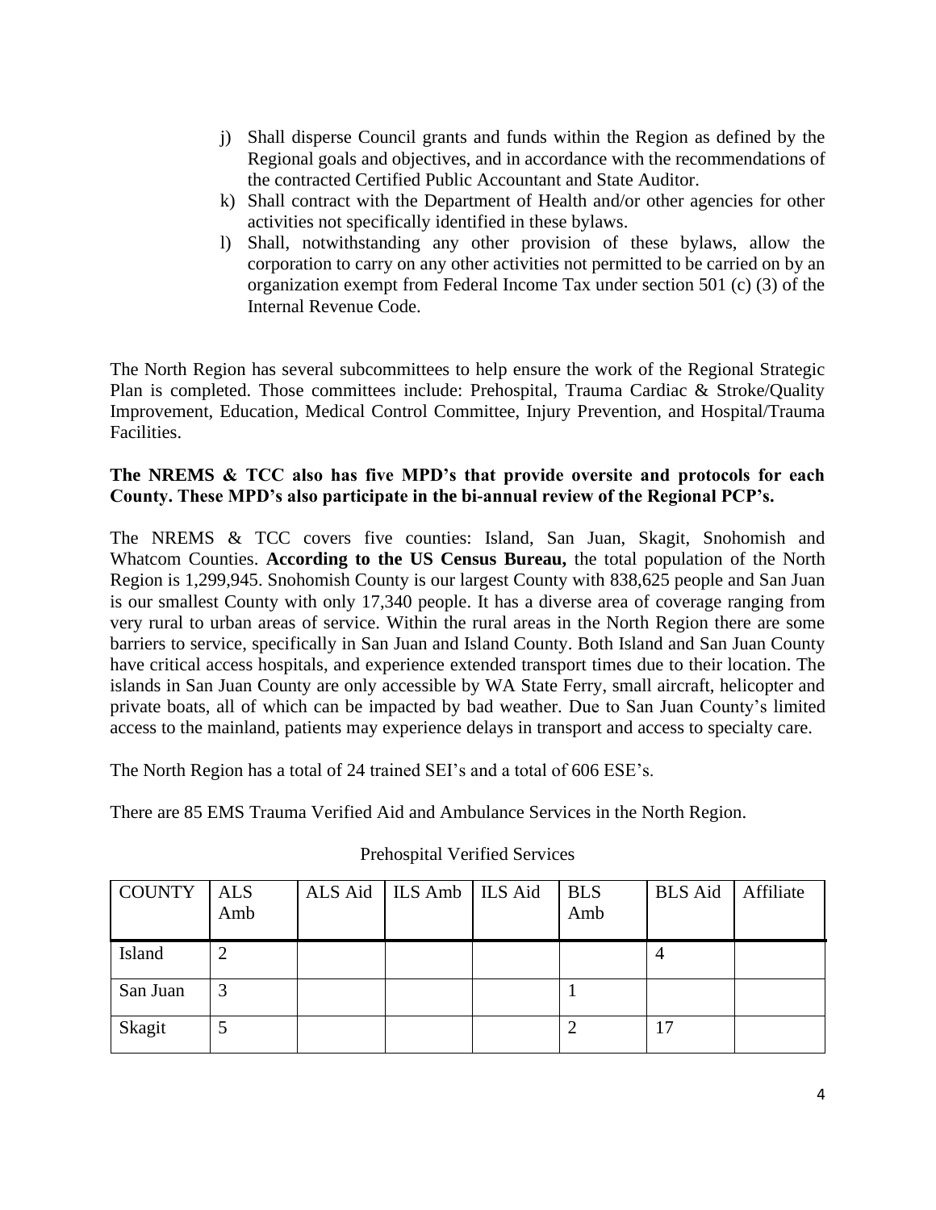j) Shall disperse Council grants and funds within the Region as defined by the Regional goals and objectives, and in accordance with the recommendations of the contracted Certified Public Accountant and State Auditor.
k) Shall contract with the Department of Health and/or other agencies for other activities not specifically identified in these bylaws.
l) Shall, notwithstanding any other provision of these bylaws, allow the corporation to carry on any other activities not permitted to be carried on by an organization exempt from Federal Income Tax under section 501 (c) (3) of the Internal Revenue Code.

The North Region has several subcommittees to help ensure the work of the Regional Strategic Plan is completed. Those committees include: Prehospital, Trauma Cardiac & Stroke/Quality Improvement, Education, Medical Control Committee, Injury Prevention, and Hospital/Trauma Facilities.

**The NREMS & TCC also has five MPD's that provide oversite and protocols for each County. These MPD's also participate in the bi-annual review of the Regional PCP's.**

The NREMS & TCC covers five counties: Island, San Juan, Skagit, Snohomish and Whatcom Counties. **According to the US Census Bureau,** the total population of the North Region is 1,299,945. Snohomish County is our largest County with 838,625 people and San Juan is our smallest County with only 17,340 people. It has a diverse area of coverage ranging from very rural to urban areas of service. Within the rural areas in the North Region there are some barriers to service, specifically in San Juan and Island County. Both Island and San Juan County have critical access hospitals, and experience extended transport times due to their location. The islands in San Juan County are only accessible by WA State Ferry, small aircraft, helicopter and private boats, all of which can be impacted by bad weather. Due to San Juan County's limited access to the mainland, patients may experience delays in transport and access to specialty care.

The North Region has a total of 24 trained SEI's and a total of 606 ESE's.

There are 85 EMS Trauma Verified Aid and Ambulance Services in the North Region.

Prehospital Verified Services

| COUNTY | ALS Amb | ALS Aid | ILS Amb | ILS Aid | BLS Amb | BLS Aid | Affiliate |
|---|---|---|---|---|---|---|---|
| Island | 2 | | | | | 4 | |
| San Juan | 3 | | | | 1 | | |
| Skagit | 5 | | | | 2 | 17 | |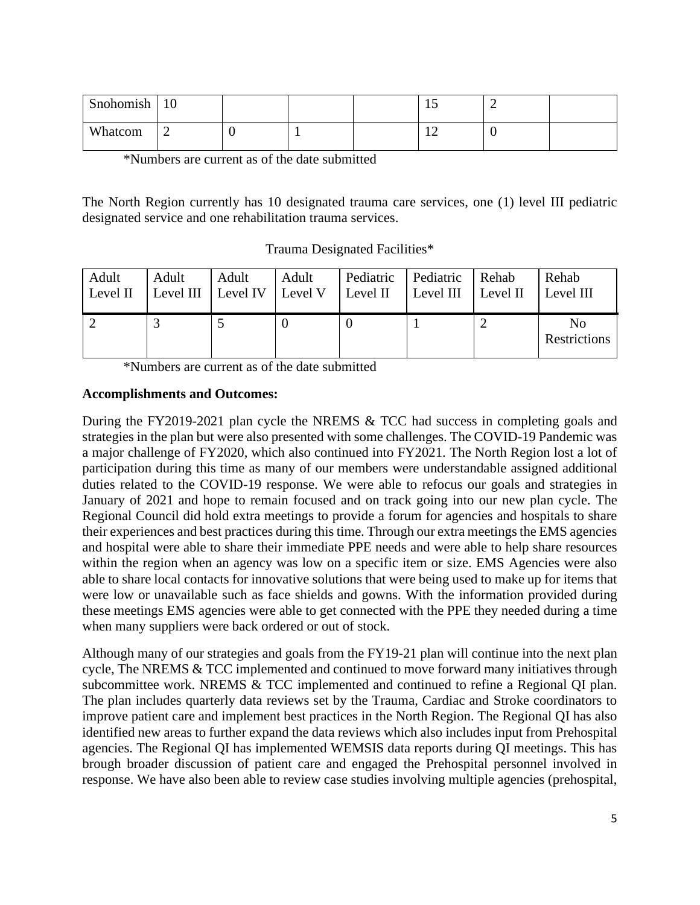| Snohomish | 10 | | | | 15 | 2 | |
|---|---|---|---|---|---|---|---|
| Whatcom | 2 | 0 | 1 | | 12 | 0 | |

*Numbers are current as of the date submitted

The North Region currently has 10 designated trauma care services, one (1) level III pediatric designated service and one rehabilitation trauma services.

Trauma Designated Facilities*

| Adult Level II | Adult Level III | Adult Level IV | Adult Level V | Pediatric Level II | Pediatric Level III | Rehab Level II | Rehab Level III |
|---|---|---|---|---|---|---|---|
| 2 | 3 | 5 | 0 | 0 | 1 | 2 | No Restrictions |

*Numbers are current as of the date submitted

**Accomplishments and Outcomes:**

During the FY2019-2021 plan cycle the NREMS & TCC had success in completing goals and strategies in the plan but were also presented with some challenges. The COVID-19 Pandemic was a major challenge of FY2020, which also continued into FY2021. The North Region lost a lot of participation during this time as many of our members were understandable assigned additional duties related to the COVID-19 response. We were able to refocus our goals and strategies in January of 2021 and hope to remain focused and on track going into our new plan cycle. The Regional Council did hold extra meetings to provide a forum for agencies and hospitals to share their experiences and best practices during this time. Through our extra meetings the EMS agencies and hospital were able to share their immediate PPE needs and were able to help share resources within the region when an agency was low on a specific item or size. EMS Agencies were also able to share local contacts for innovative solutions that were being used to make up for items that were low or unavailable such as face shields and gowns. With the information provided during these meetings EMS agencies were able to get connected with the PPE they needed during a time when many suppliers were back ordered or out of stock.

Although many of our strategies and goals from the FY19-21 plan will continue into the next plan cycle, The NREMS & TCC implemented and continued to move forward many initiatives through subcommittee work. NREMS & TCC implemented and continued to refine a Regional QI plan. The plan includes quarterly data reviews set by the Trauma, Cardiac and Stroke coordinators to improve patient care and implement best practices in the North Region. The Regional QI has also identified new areas to further expand the data reviews which also includes input from Prehospital agencies. The Regional QI has implemented WEMSIS data reports during QI meetings. This has brough broader discussion of patient care and engaged the Prehospital personnel involved in response. We have also been able to review case studies involving multiple agencies (prehospital,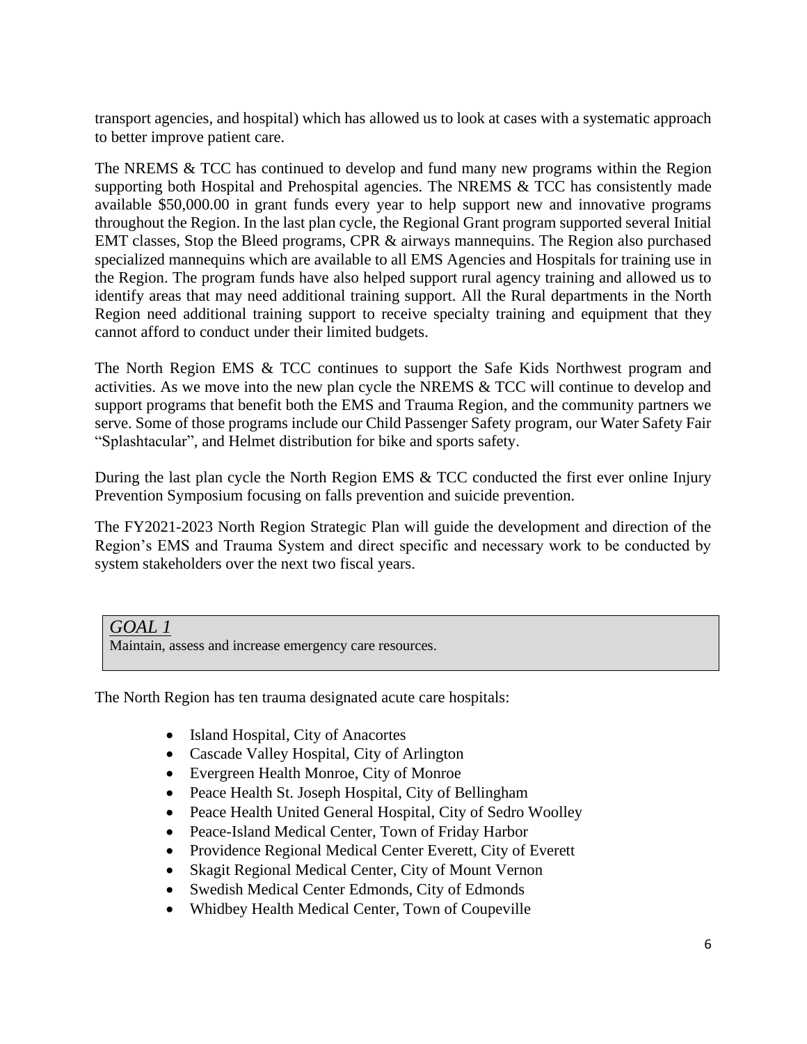transport agencies, and hospital) which has allowed us to look at cases with a systematic approach to better improve patient care.

The NREMS & TCC has continued to develop and fund many new programs within the Region supporting both Hospital and Prehospital agencies. The NREMS & TCC has consistently made available $50,000.00 in grant funds every year to help support new and innovative programs throughout the Region. In the last plan cycle, the Regional Grant program supported several Initial EMT classes, Stop the Bleed programs, CPR & airways mannequins. The Region also purchased specialized mannequins which are available to all EMS Agencies and Hospitals for training use in the Region. The program funds have also helped support rural agency training and allowed us to identify areas that may need additional training support. All the Rural departments in the North Region need additional training support to receive specialty training and equipment that they cannot afford to conduct under their limited budgets.

The North Region EMS & TCC continues to support the Safe Kids Northwest program and activities. As we move into the new plan cycle the NREMS & TCC will continue to develop and support programs that benefit both the EMS and Trauma Region, and the community partners we serve. Some of those programs include our Child Passenger Safety program, our Water Safety Fair "Splashtacular", and Helmet distribution for bike and sports safety.

During the last plan cycle the North Region EMS & TCC conducted the first ever online Injury Prevention Symposium focusing on falls prevention and suicide prevention.

The FY2021-2023 North Region Strategic Plan will guide the development and direction of the Region's EMS and Trauma System and direct specific and necessary work to be conducted by system stakeholders over the next two fiscal years.

## *GOAL 1*

Maintain, assess and increase emergency care resources.

The North Region has ten trauma designated acute care hospitals:

- Island Hospital, City of Anacortes
- Cascade Valley Hospital, City of Arlington
- Evergreen Health Monroe, City of Monroe
- Peace Health St. Joseph Hospital, City of Bellingham
- Peace Health United General Hospital, City of Sedro Woolley
- Peace-Island Medical Center, Town of Friday Harbor
- Providence Regional Medical Center Everett, City of Everett
- Skagit Regional Medical Center, City of Mount Vernon
- Swedish Medical Center Edmonds, City of Edmonds
- Whidbey Health Medical Center, Town of Coupeville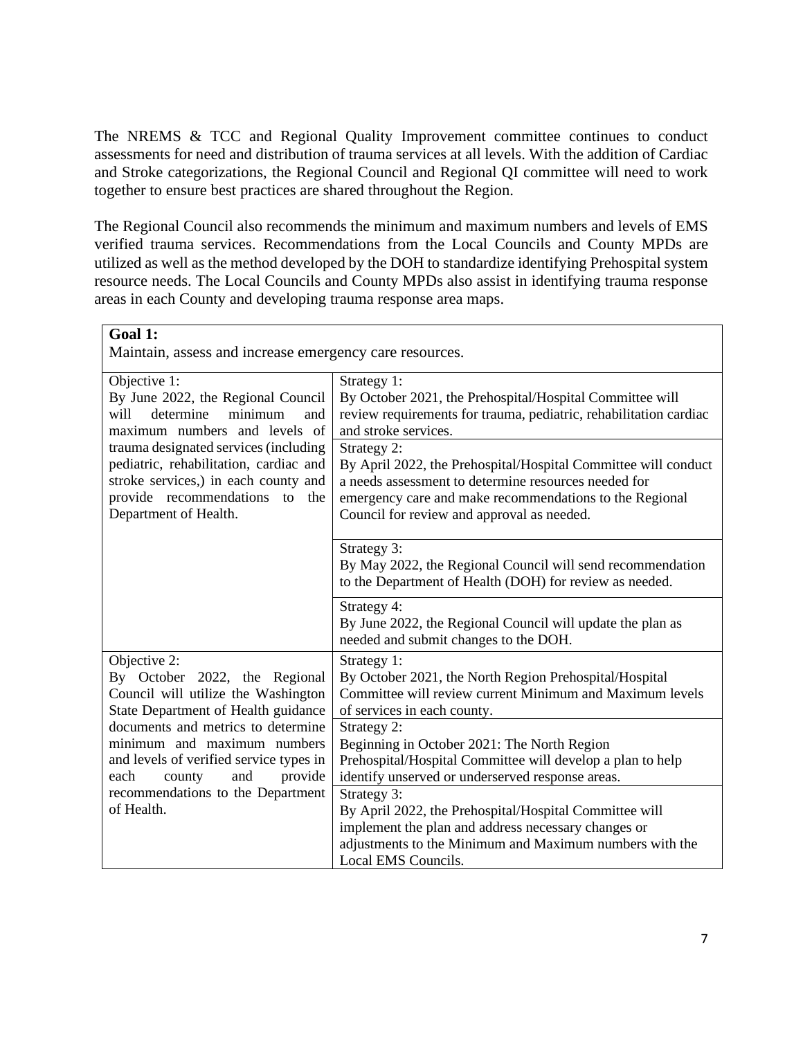The NREMS & TCC and Regional Quality Improvement committee continues to conduct assessments for need and distribution of trauma services at all levels. With the addition of Cardiac and Stroke categorizations, the Regional Council and Regional QI committee will need to work together to ensure best practices are shared throughout the Region.

The Regional Council also recommends the minimum and maximum numbers and levels of EMS verified trauma services. Recommendations from the Local Councils and County MPDs are utilized as well as the method developed by the DOH to standardize identifying Prehospital system resource needs. The Local Councils and County MPDs also assist in identifying trauma response areas in each County and developing trauma response area maps.

| **Goal 1:** Maintain, assess and increase emergency care resources. | |
|---|---|
| Objective 1: By June 2022, the Regional Council will determine minimum and maximum numbers and levels of trauma designated services (including pediatric, rehabilitation, cardiac and stroke services,) in each county and provide recommendations to the Department of Health. | Strategy 1: By October 2021, the Prehospital/Hospital Committee will review requirements for trauma, pediatric, rehabilitation cardiac and stroke services. |
| | Strategy 2: By April 2022, the Prehospital/Hospital Committee will conduct a needs assessment to determine resources needed for emergency care and make recommendations to the Regional Council for review and approval as needed. |
| | Strategy 3: By May 2022, the Regional Council will send recommendation to the Department of Health (DOH) for review as needed. |
| | Strategy 4: By June 2022, the Regional Council will update the plan as needed and submit changes to the DOH. |
| Objective 2: By October 2022, the Regional Council will utilize the Washington State Department of Health guidance documents and metrics to determine minimum and maximum numbers and levels of verified service types in each county and provide recommendations to the Department of Health. | Strategy 1: By October 2021, the North Region Prehospital/Hospital Committee will review current Minimum and Maximum levels of services in each county. |
| | Strategy 2: Beginning in October 2021: The North Region Prehospital/Hospital Committee will develop a plan to help identify unserved or underserved response areas. |
| | Strategy 3: By April 2022, the Prehospital/Hospital Committee will implement the plan and address necessary changes or adjustments to the Minimum and Maximum numbers with the Local EMS Councils. |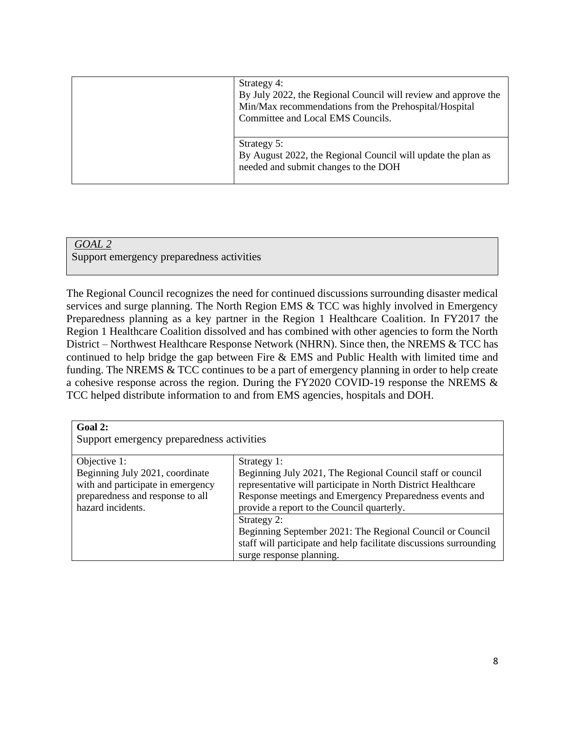| | |
|---|---|
| | Strategy 4:<br>By July 2022, the Regional Council will review and approve the Min/Max recommendations from the Prehospital/Hospital Committee and Local EMS Councils. |
| | Strategy 5:<br>By August 2022, the Regional Council will update the plan as needed and submit changes to the DOH |

## *GOAL 2*

Support emergency preparedness activities

The Regional Council recognizes the need for continued discussions surrounding disaster medical services and surge planning. The North Region EMS & TCC was highly involved in Emergency Preparedness planning as a key partner in the Region 1 Healthcare Coalition. In FY2017 the Region 1 Healthcare Coalition dissolved and has combined with other agencies to form the North District – Northwest Healthcare Response Network (NHRN). Since then, the NREMS & TCC has continued to help bridge the gap between Fire & EMS and Public Health with limited time and funding. The NREMS & TCC continues to be a part of emergency planning in order to help create a cohesive response across the region. During the FY2020 COVID-19 response the NREMS & TCC helped distribute information to and from EMS agencies, hospitals and DOH.

| **Goal 2:**<br>Support emergency preparedness activities | |
|---|---|
| Objective 1:<br>Beginning July 2021, coordinate with and participate in emergency preparedness and response to all hazard incidents. | Strategy 1:<br>Beginning July 2021, The Regional Council staff or council representative will participate in North District Healthcare Response meetings and Emergency Preparedness events and provide a report to the Council quarterly. |
| | Strategy 2:<br>Beginning September 2021: The Regional Council or Council staff will participate and help facilitate discussions surrounding surge response planning. |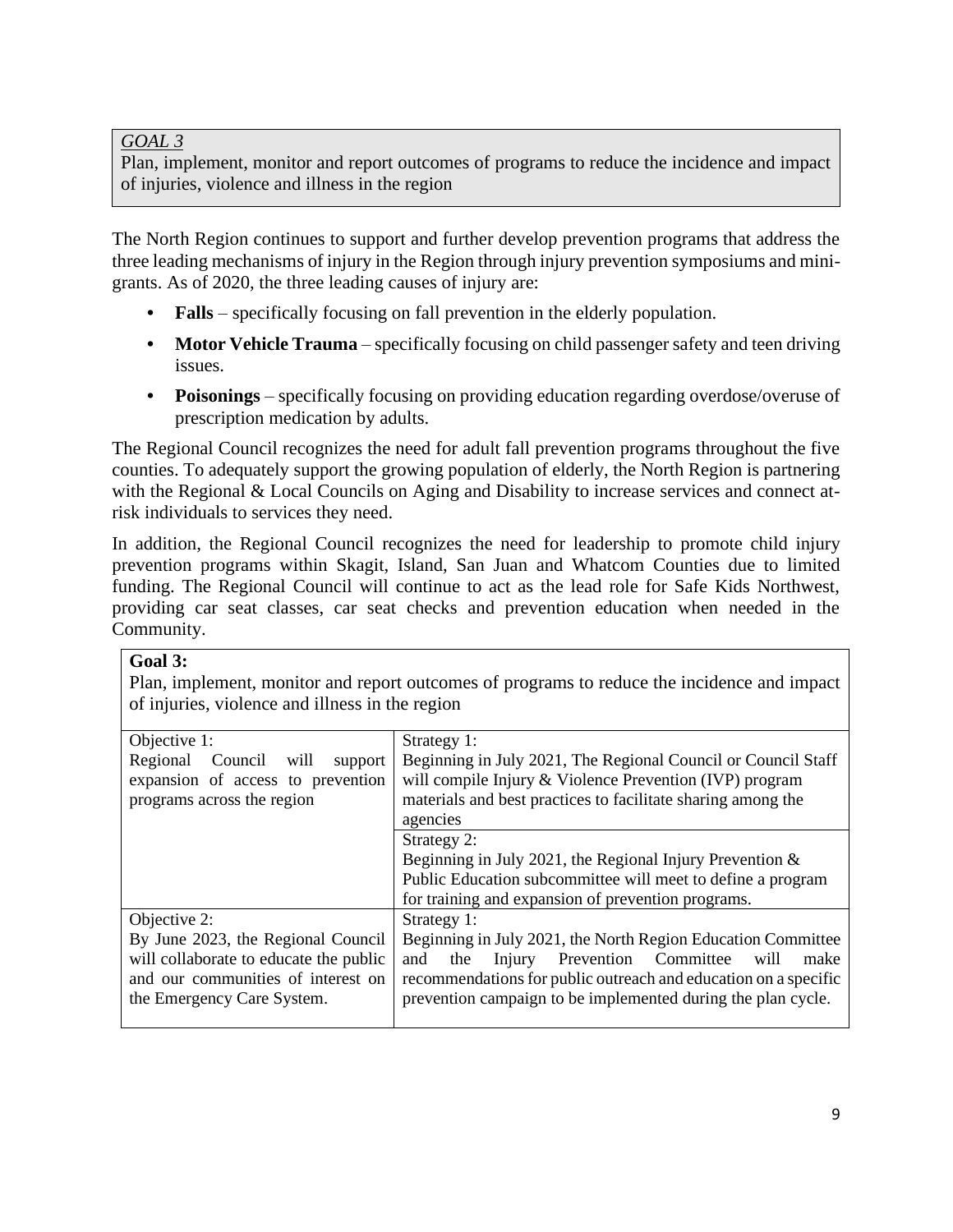*GOAL 3*

Plan, implement, monitor and report outcomes of programs to reduce the incidence and impact of injuries, violence and illness in the region

The North Region continues to support and further develop prevention programs that address the three leading mechanisms of injury in the Region through injury prevention symposiums and mini-grants. As of 2020, the three leading causes of injury are:

- **Falls** – specifically focusing on fall prevention in the elderly population.
- **Motor Vehicle Trauma** – specifically focusing on child passenger safety and teen driving issues.
- **Poisonings** – specifically focusing on providing education regarding overdose/overuse of prescription medication by adults.

The Regional Council recognizes the need for adult fall prevention programs throughout the five counties. To adequately support the growing population of elderly, the North Region is partnering with the Regional & Local Councils on Aging and Disability to increase services and connect at-risk individuals to services they need.

In addition, the Regional Council recognizes the need for leadership to promote child injury prevention programs within Skagit, Island, San Juan and Whatcom Counties due to limited funding. The Regional Council will continue to act as the lead role for Safe Kids Northwest, providing car seat classes, car seat checks and prevention education when needed in the Community.

**Goal 3:**

Plan, implement, monitor and report outcomes of programs to reduce the incidence and impact of injuries, violence and illness in the region

| Objective | Strategy |
| --- | --- |
| Objective 1: Regional Council will support expansion of access to prevention programs across the region | Strategy 1: Beginning in July 2021, The Regional Council or Council Staff will compile Injury & Violence Prevention (IVP) program materials and best practices to facilitate sharing among the agencies |
| | Strategy 2: Beginning in July 2021, the Regional Injury Prevention & Public Education subcommittee will meet to define a program for training and expansion of prevention programs. |
| Objective 2: By June 2023, the Regional Council will collaborate to educate the public and our communities of interest on the Emergency Care System. | Strategy 1: Beginning in July 2021, the North Region Education Committee and the Injury Prevention Committee will make recommendations for public outreach and education on a specific prevention campaign to be implemented during the plan cycle. |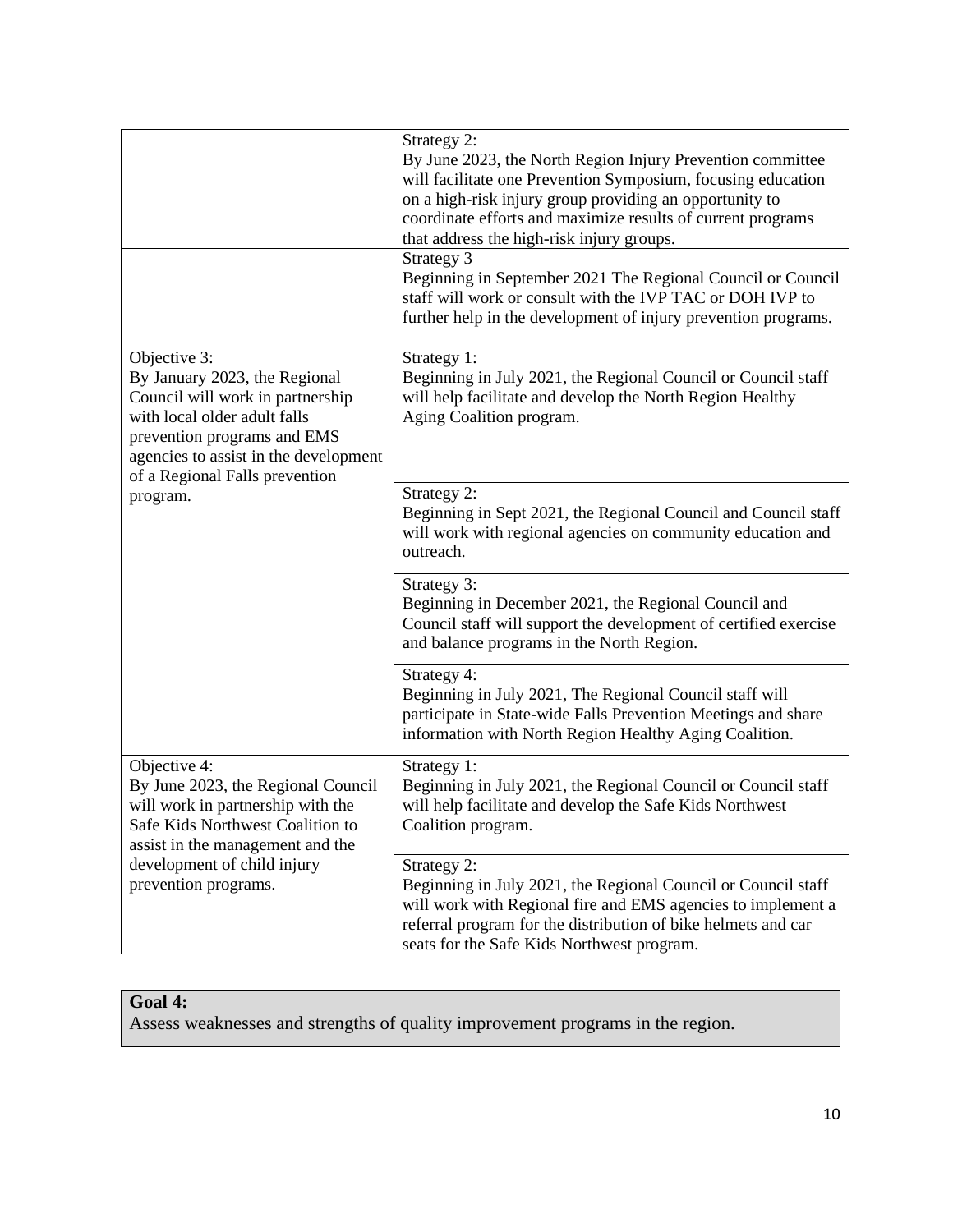| | |
|---|---|
| | Strategy 2:<br>By June 2023, the North Region Injury Prevention committee will facilitate one Prevention Symposium, focusing education on a high-risk injury group providing an opportunity to coordinate efforts and maximize results of current programs that address the high-risk injury groups. |
| | Strategy 3<br>Beginning in September 2021 The Regional Council or Council staff will work or consult with the IVP TAC or DOH IVP to further help in the development of injury prevention programs. |
| Objective 3:<br>By January 2023, the Regional Council will work in partnership with local older adult falls prevention programs and EMS agencies to assist in the development of a Regional Falls prevention program. | Strategy 1:<br>Beginning in July 2021, the Regional Council or Council staff will help facilitate and develop the North Region Healthy Aging Coalition program. |
| | Strategy 2:<br>Beginning in Sept 2021, the Regional Council and Council staff will work with regional agencies on community education and outreach. |
| | Strategy 3:<br>Beginning in December 2021, the Regional Council and Council staff will support the development of certified exercise and balance programs in the North Region. |
| | Strategy 4:<br>Beginning in July 2021, The Regional Council staff will participate in State-wide Falls Prevention Meetings and share information with North Region Healthy Aging Coalition. |
| Objective 4:<br>By June 2023, the Regional Council will work in partnership with the Safe Kids Northwest Coalition to assist in the management and the development of child injury prevention programs. | Strategy 1:<br>Beginning in July 2021, the Regional Council or Council staff will help facilitate and develop the Safe Kids Northwest Coalition program. |
| | Strategy 2:<br>Beginning in July 2021, the Regional Council or Council staff will work with Regional fire and EMS agencies to implement a referral program for the distribution of bike helmets and car seats for the Safe Kids Northwest program. |

**Goal 4:**
Assess weaknesses and strengths of quality improvement programs in the region.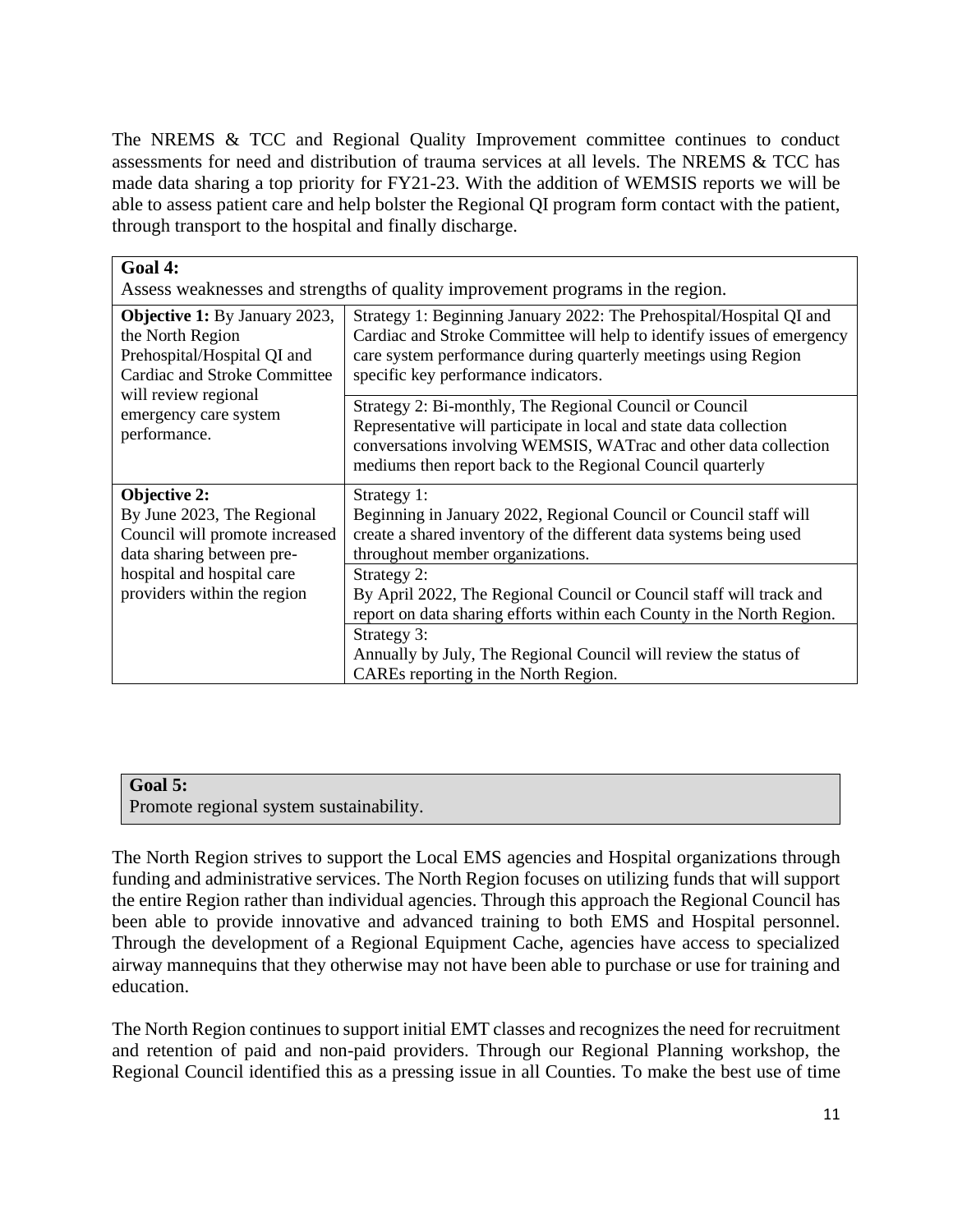The NREMS & TCC and Regional Quality Improvement committee continues to conduct assessments for need and distribution of trauma services at all levels. The NREMS & TCC has made data sharing a top priority for FY21-23. With the addition of WEMSIS reports we will be able to assess patient care and help bolster the Regional QI program form contact with the patient, through transport to the hospital and finally discharge.

| **Goal 4:** Assess weaknesses and strengths of quality improvement programs in the region. | |
|---|---|
| **Objective 1:** By January 2023, the North Region Prehospital/Hospital QI and Cardiac and Stroke Committee will review regional emergency care system performance. | Strategy 1: Beginning January 2022: The Prehospital/Hospital QI and Cardiac and Stroke Committee will help to identify issues of emergency care system performance during quarterly meetings using Region specific key performance indicators. |
| | Strategy 2: Bi-monthly, The Regional Council or Council Representative will participate in local and state data collection conversations involving WEMSIS, WATrac and other data collection mediums then report back to the Regional Council quarterly |
| **Objective 2:** By June 2023, The Regional Council will promote increased data sharing between pre-hospital and hospital care providers within the region | Strategy 1: Beginning in January 2022, Regional Council or Council staff will create a shared inventory of the different data systems being used throughout member organizations. |
| | Strategy 2: By April 2022, The Regional Council or Council staff will track and report on data sharing efforts within each County in the North Region. |
| | Strategy 3: Annually by July, The Regional Council will review the status of CAREs reporting in the North Region. |

**Goal 5:**
Promote regional system sustainability.

The North Region strives to support the Local EMS agencies and Hospital organizations through funding and administrative services. The North Region focuses on utilizing funds that will support the entire Region rather than individual agencies. Through this approach the Regional Council has been able to provide innovative and advanced training to both EMS and Hospital personnel. Through the development of a Regional Equipment Cache, agencies have access to specialized airway mannequins that they otherwise may not have been able to purchase or use for training and education.

The North Region continues to support initial EMT classes and recognizes the need for recruitment and retention of paid and non-paid providers. Through our Regional Planning workshop, the Regional Council identified this as a pressing issue in all Counties. To make the best use of time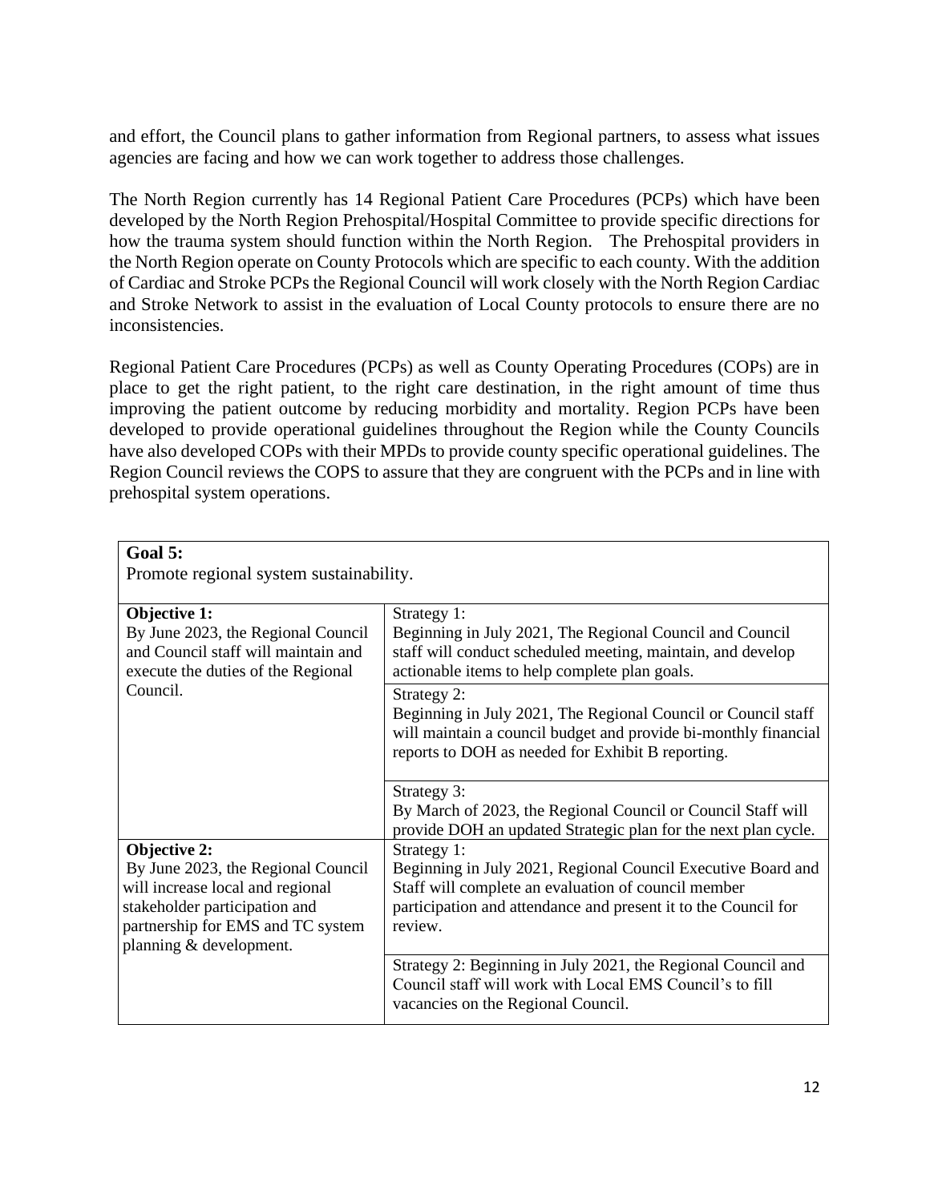and effort, the Council plans to gather information from Regional partners, to assess what issues agencies are facing and how we can work together to address those challenges.

The North Region currently has 14 Regional Patient Care Procedures (PCPs) which have been developed by the North Region Prehospital/Hospital Committee to provide specific directions for how the trauma system should function within the North Region.   The Prehospital providers in the North Region operate on County Protocols which are specific to each county. With the addition of Cardiac and Stroke PCPs the Regional Council will work closely with the North Region Cardiac and Stroke Network to assist in the evaluation of Local County protocols to ensure there are no inconsistencies.

Regional Patient Care Procedures (PCPs) as well as County Operating Procedures (COPs) are in place to get the right patient, to the right care destination, in the right amount of time thus improving the patient outcome by reducing morbidity and mortality. Region PCPs have been developed to provide operational guidelines throughout the Region while the County Councils have also developed COPs with their MPDs to provide county specific operational guidelines. The Region Council reviews the COPS to assure that they are congruent with the PCPs and in line with prehospital system operations.

| **Goal 5:**<br>Promote regional system sustainability. | |
|---|---|
| **Objective 1:**<br>By June 2023, the Regional Council and Council staff will maintain and execute the duties of the Regional Council. | Strategy 1:<br>Beginning in July 2021, The Regional Council and Council staff will conduct scheduled meeting, maintain, and develop actionable items to help complete plan goals. |
| | Strategy 2:<br>Beginning in July 2021, The Regional Council or Council staff will maintain a council budget and provide bi-monthly financial reports to DOH as needed for Exhibit B reporting. |
| | Strategy 3:<br>By March of 2023, the Regional Council or Council Staff will provide DOH an updated Strategic plan for the next plan cycle. |
| **Objective 2:**<br>By June 2023, the Regional Council will increase local and regional stakeholder participation and partnership for EMS and TC system planning & development. | Strategy 1:<br>Beginning in July 2021, Regional Council Executive Board and Staff will complete an evaluation of council member participation and attendance and present it to the Council for review. |
| | Strategy 2: Beginning in July 2021, the Regional Council and Council staff will work with Local EMS Council's to fill vacancies on the Regional Council. |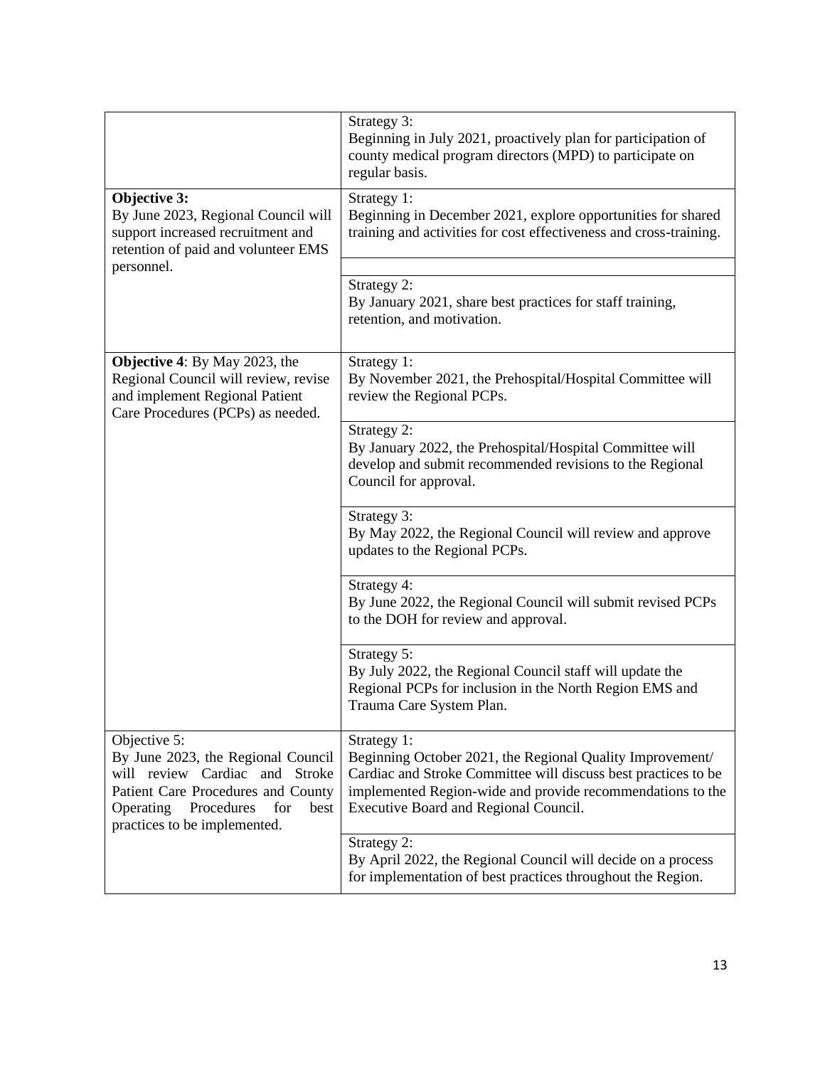| | |
|---|---|
| | Strategy 3:<br>Beginning in July 2021, proactively plan for participation of county medical program directors (MPD) to participate on regular basis. |
| **Objective 3:**<br>By June 2023, Regional Council will support increased recruitment and retention of paid and volunteer EMS personnel. | Strategy 1:<br>Beginning in December 2021, explore opportunities for shared training and activities for cost effectiveness and cross-training. |
| | |
| | Strategy 2:<br>By January 2021, share best practices for staff training, retention, and motivation. |
| **Objective 4**: By May 2023, the Regional Council will review, revise and implement Regional Patient Care Procedures (PCPs) as needed. | Strategy 1:<br>By November 2021, the Prehospital/Hospital Committee will review the Regional PCPs. |
| | Strategy 2:<br>By January 2022, the Prehospital/Hospital Committee will develop and submit recommended revisions to the Regional Council for approval. |
| | Strategy 3:<br>By May 2022, the Regional Council will review and approve updates to the Regional PCPs. |
| | Strategy 4:<br>By June 2022, the Regional Council will submit revised PCPs to the DOH for review and approval. |
| | Strategy 5:<br>By July 2022, the Regional Council staff will update the Regional PCPs for inclusion in the North Region EMS and Trauma Care System Plan. |
| Objective 5:<br>By June 2023, the Regional Council will review Cardiac and Stroke Patient Care Procedures and County Operating Procedures for best practices to be implemented. | Strategy 1:<br>Beginning October 2021, the Regional Quality Improvement/ Cardiac and Stroke Committee will discuss best practices to be implemented Region-wide and provide recommendations to the Executive Board and Regional Council. |
| | Strategy 2:<br>By April 2022, the Regional Council will decide on a process for implementation of best practices throughout the Region. |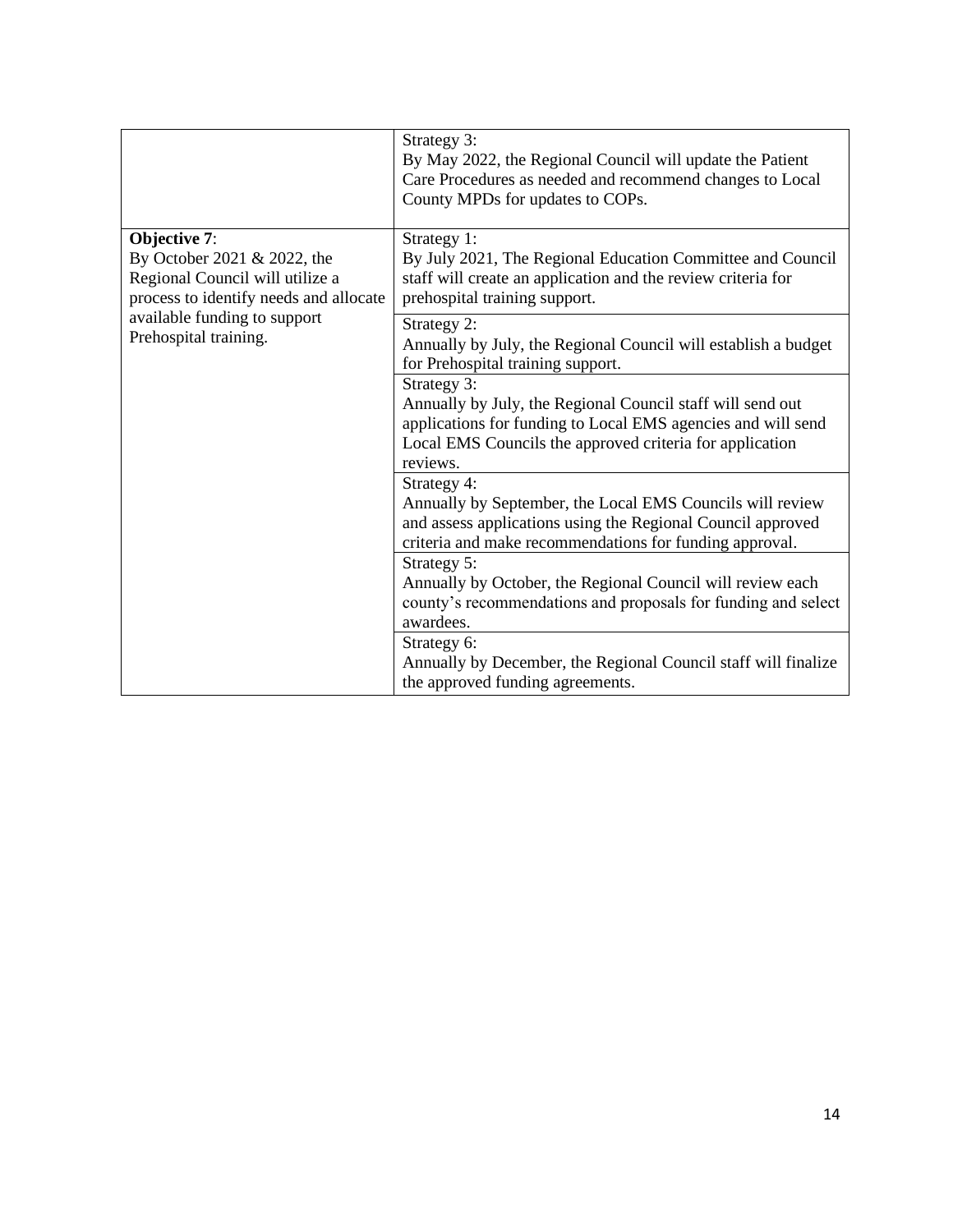| | |
|---|---|
| | Strategy 3:<br>By May 2022, the Regional Council will update the Patient Care Procedures as needed and recommend changes to Local County MPDs for updates to COPs. |
| **Objective 7**:<br>By October 2021 & 2022, the Regional Council will utilize a process to identify needs and allocate available funding to support Prehospital training. | Strategy 1:<br>By July 2021, The Regional Education Committee and Council staff will create an application and the review criteria for prehospital training support. |
| | Strategy 2:<br>Annually by July, the Regional Council will establish a budget for Prehospital training support. |
| | Strategy 3:<br>Annually by July, the Regional Council staff will send out applications for funding to Local EMS agencies and will send Local EMS Councils the approved criteria for application reviews. |
| | Strategy 4:<br>Annually by September, the Local EMS Councils will review and assess applications using the Regional Council approved criteria and make recommendations for funding approval. |
| | Strategy 5:<br>Annually by October, the Regional Council will review each county's recommendations and proposals for funding and select awardees. |
| | Strategy 6:<br>Annually by December, the Regional Council staff will finalize the approved funding agreements. |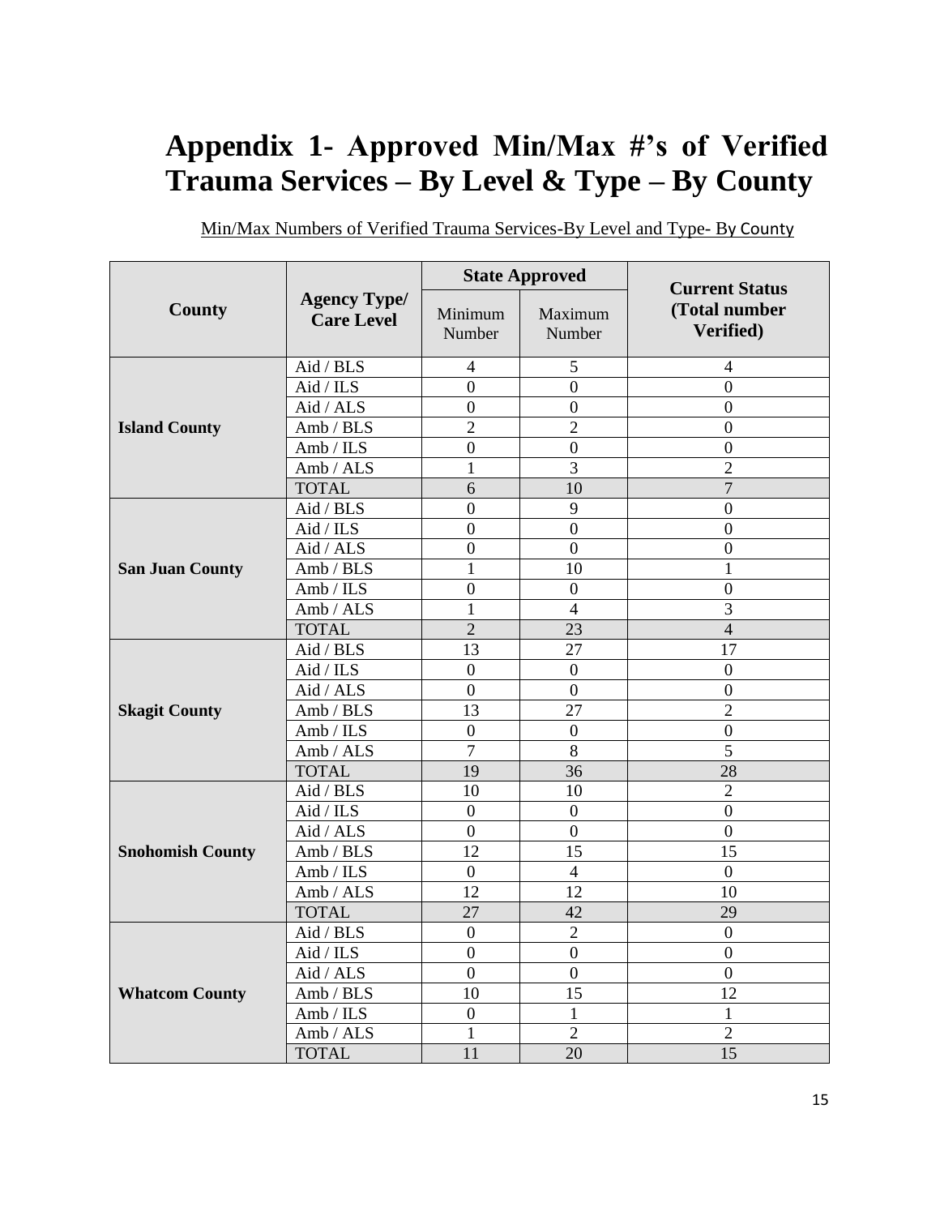# Appendix 1- Approved Min/Max #'s of Verified Trauma Services – By Level & Type – By County

Min/Max Numbers of Verified Trauma Services-By Level and Type- By County

| County | Agency Type/ Care Level | State Approved | | Current Status (Total number Verified) |
|---|---|---|---|---|
| | | Minimum Number | Maximum Number | |
| **Island County** | Aid / BLS | 4 | 5 | 4 |
| | Aid / ILS | 0 | 0 | 0 |
| | Aid / ALS | 0 | 0 | 0 |
| | Amb / BLS | 2 | 2 | 0 |
| | Amb / ILS | 0 | 0 | 0 |
| | Amb / ALS | 1 | 3 | 2 |
| | TOTAL | 6 | 10 | 7 |
| **San Juan County** | Aid / BLS | 0 | 9 | 0 |
| | Aid / ILS | 0 | 0 | 0 |
| | Aid / ALS | 0 | 0 | 0 |
| | Amb / BLS | 1 | 10 | 1 |
| | Amb / ILS | 0 | 0 | 0 |
| | Amb / ALS | 1 | 4 | 3 |
| | TOTAL | 2 | 23 | 4 |
| **Skagit County** | Aid / BLS | 13 | 27 | 17 |
| | Aid / ILS | 0 | 0 | 0 |
| | Aid / ALS | 0 | 0 | 0 |
| | Amb / BLS | 13 | 27 | 2 |
| | Amb / ILS | 0 | 0 | 0 |
| | Amb / ALS | 7 | 8 | 5 |
| | TOTAL | 19 | 36 | 28 |
| **Snohomish County** | Aid / BLS | 10 | 10 | 2 |
| | Aid / ILS | 0 | 0 | 0 |
| | Aid / ALS | 0 | 0 | 0 |
| | Amb / BLS | 12 | 15 | 15 |
| | Amb / ILS | 0 | 4 | 0 |
| | Amb / ALS | 12 | 12 | 10 |
| | TOTAL | 27 | 42 | 29 |
| **Whatcom County** | Aid / BLS | 0 | 2 | 0 |
| | Aid / ILS | 0 | 0 | 0 |
| | Aid / ALS | 0 | 0 | 0 |
| | Amb / BLS | 10 | 15 | 12 |
| | Amb / ILS | 0 | 1 | 1 |
| | Amb / ALS | 1 | 2 | 2 |
| | TOTAL | 11 | 20 | 15 |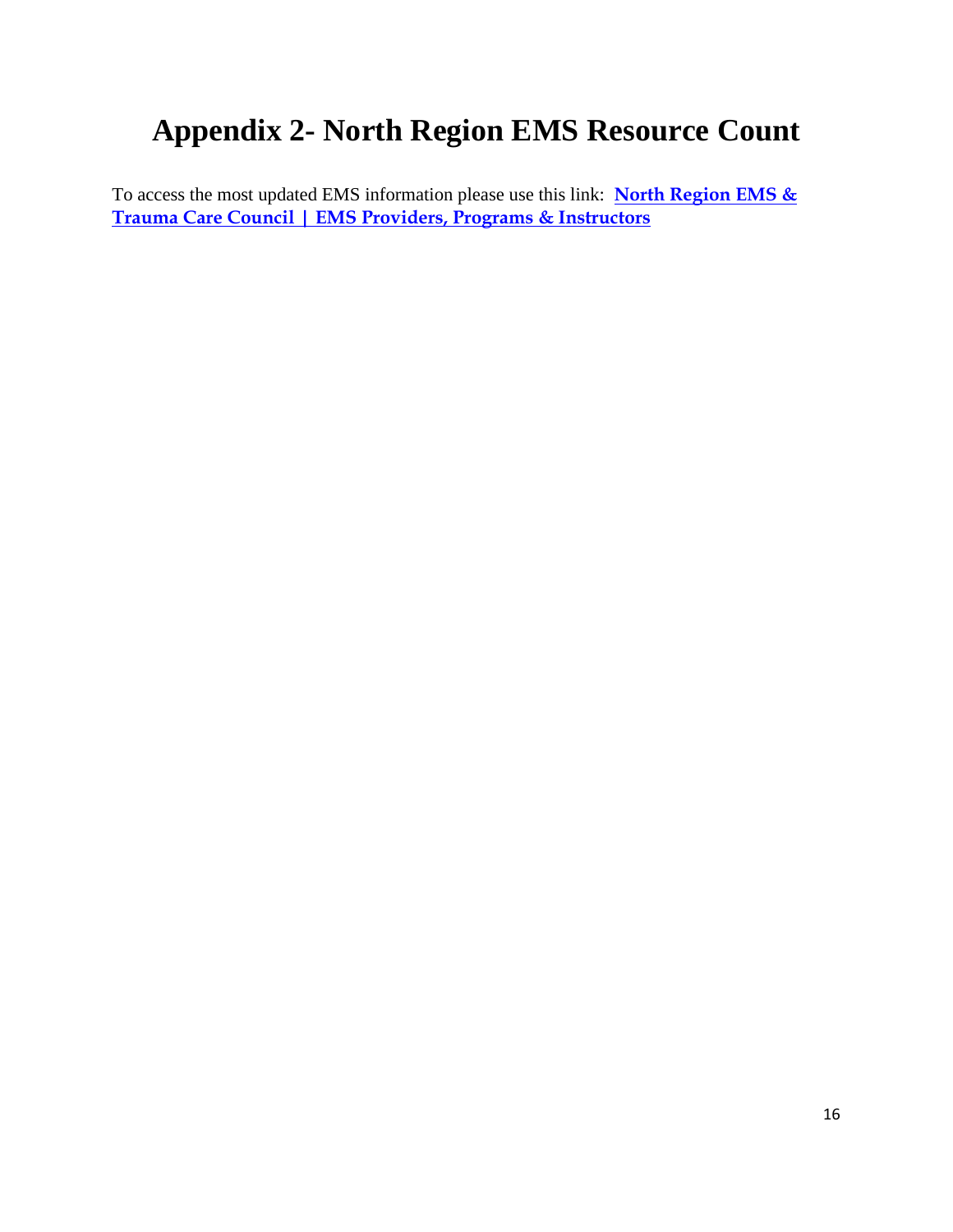# Appendix 2- North Region EMS Resource Count

To access the most updated EMS information please use this link: **North Region EMS & Trauma Care Council | EMS Providers, Programs & Instructors**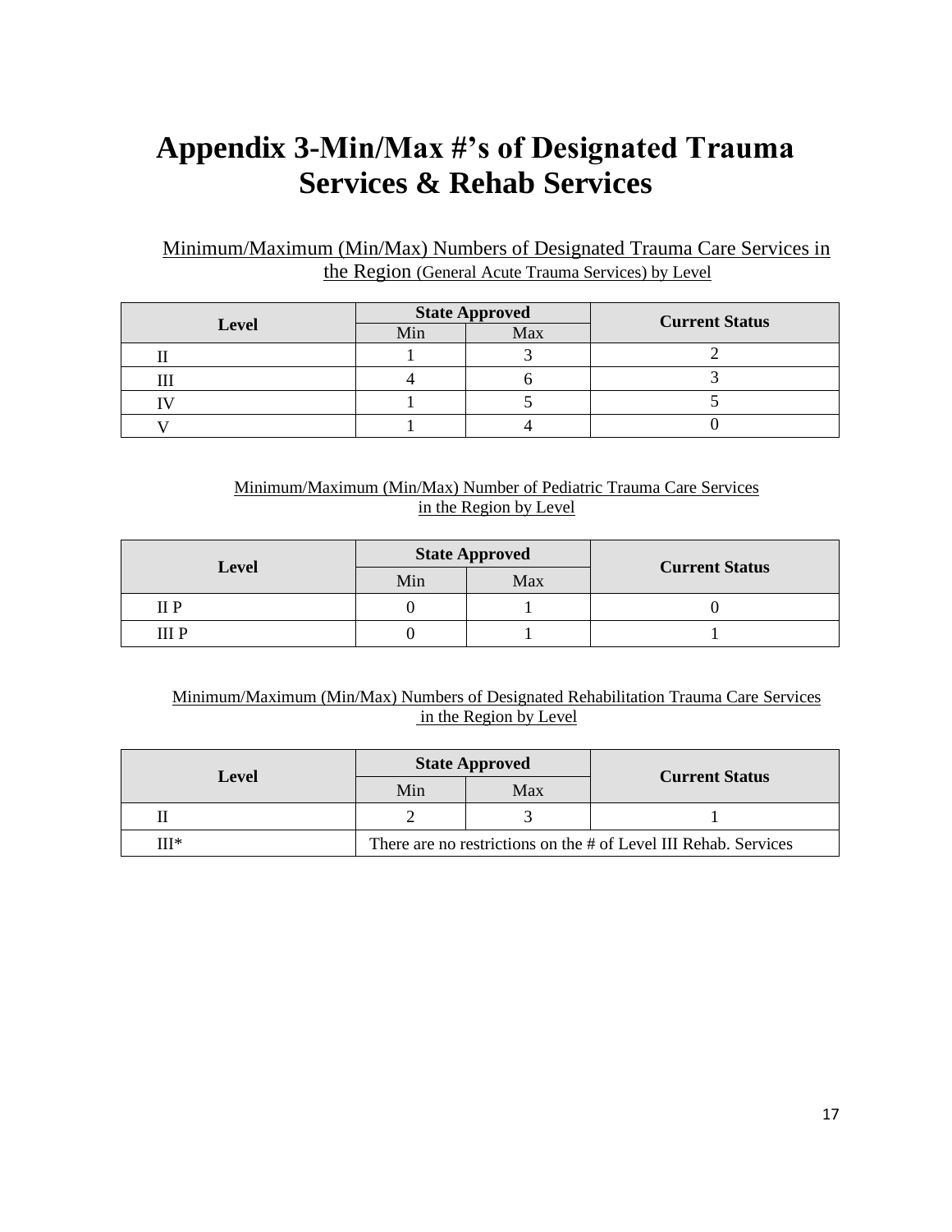# Appendix 3-Min/Max #'s of Designated Trauma Services & Rehab Services

Minimum/Maximum (Min/Max) Numbers of Designated Trauma Care Services in the Region (General Acute Trauma Services) by Level

| Level | State Approved | | Current Status |
|---|---|---|---|
| | Min | Max | |
| II | 1 | 3 | 2 |
| III | 4 | 6 | 3 |
| IV | 1 | 5 | 5 |
| V | 1 | 4 | 0 |

Minimum/Maximum (Min/Max) Number of Pediatric Trauma Care Services in the Region by Level

| Level | State Approved | | Current Status |
|---|---|---|---|
| | Min | Max | |
| II P | 0 | 1 | 0 |
| III P | 0 | 1 | 1 |

Minimum/Maximum (Min/Max) Numbers of Designated Rehabilitation Trauma Care Services in the Region by Level

| Level | State Approved | | Current Status |
|---|---|---|---|
| | Min | Max | |
| II | 2 | 3 | 1 |
| III* | There are no restrictions on the # of Level III Rehab. Services | | |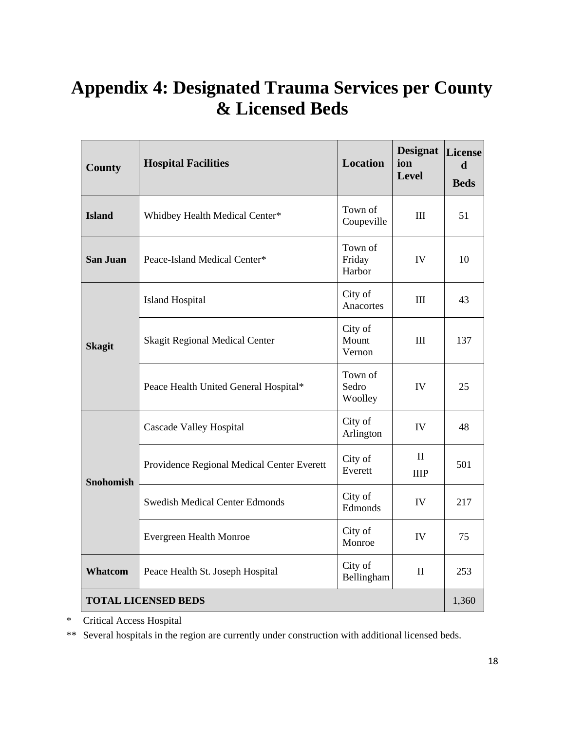# Appendix 4: Designated Trauma Services per County & Licensed Beds

| County | Hospital Facilities | Location | Designation Level | Licensed Beds |
|---|---|---|---|---|
| **Island** | Whidbey Health Medical Center* | Town of Coupeville | III | 51 |
| **San Juan** | Peace-Island Medical Center* | Town of Friday Harbor | IV | 10 |
| **Skagit** | Island Hospital | City of Anacortes | III | 43 |
| | Skagit Regional Medical Center | City of Mount Vernon | III | 137 |
| | Peace Health United General Hospital* | Town of Sedro Woolley | IV | 25 |
| **Snohomish** | Cascade Valley Hospital | City of Arlington | IV | 48 |
| | Providence Regional Medical Center Everett | City of Everett | II IIIP | 501 |
| | Swedish Medical Center Edmonds | City of Edmonds | IV | 217 |
| | Evergreen Health Monroe | City of Monroe | IV | 75 |
| **Whatcom** | Peace Health St. Joseph Hospital | City of Bellingham | II | 253 |
| **TOTAL LICENSED BEDS** | | | | 1,360 |

\* Critical Access Hospital

** Several hospitals in the region are currently under construction with additional licensed beds.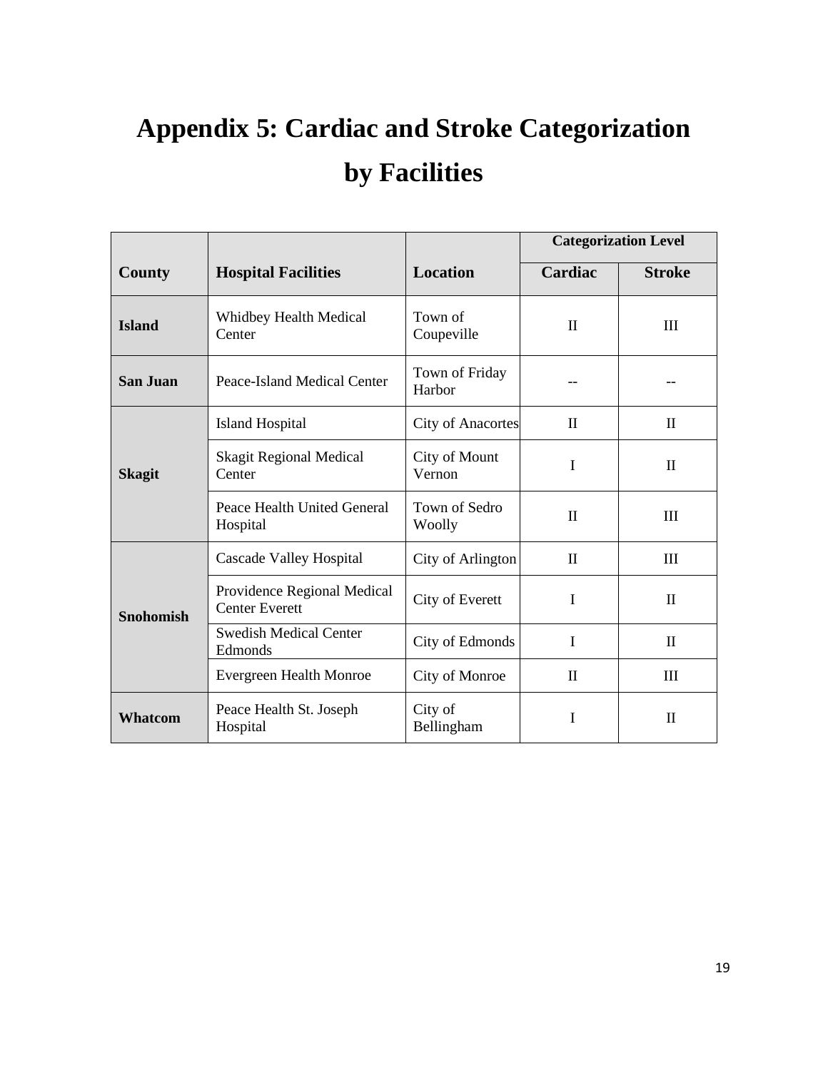# Appendix 5: Cardiac and Stroke Categorization by Facilities

| County | Hospital Facilities | Location | Categorization Level | |
|---|---|---|---|---|
| | | | **Cardiac** | **Stroke** |
| **Island** | Whidbey Health Medical Center | Town of Coupeville | II | III |
| **San Juan** | Peace-Island Medical Center | Town of Friday Harbor | -- | -- |
| **Skagit** | Island Hospital | City of Anacortes | II | II |
| | Skagit Regional Medical Center | City of Mount Vernon | I | II |
| | Peace Health United General Hospital | Town of Sedro Woolly | II | III |
| **Snohomish** | Cascade Valley Hospital | City of Arlington | II | III |
| | Providence Regional Medical Center Everett | City of Everett | I | II |
| | Swedish Medical Center Edmonds | City of Edmonds | I | II |
| | Evergreen Health Monroe | City of Monroe | II | III |
| **Whatcom** | Peace Health St. Joseph Hospital | City of Bellingham | I | II |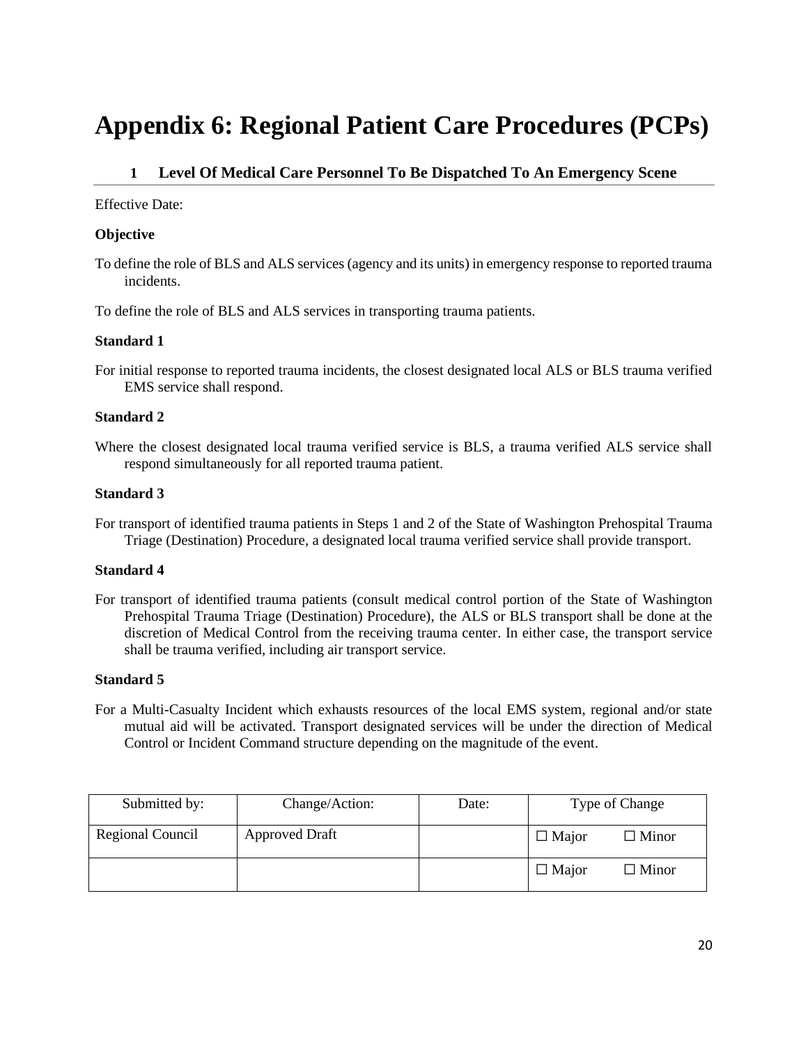# Appendix 6: Regional Patient Care Procedures (PCPs)

## 1 Level Of Medical Care Personnel To Be Dispatched To An Emergency Scene

Effective Date:

**Objective**

To define the role of BLS and ALS services (agency and its units) in emergency response to reported trauma incidents.

To define the role of BLS and ALS services in transporting trauma patients.

**Standard 1**

For initial response to reported trauma incidents, the closest designated local ALS or BLS trauma verified EMS service shall respond.

**Standard 2**

Where the closest designated local trauma verified service is BLS, a trauma verified ALS service shall respond simultaneously for all reported trauma patient.

**Standard 3**

For transport of identified trauma patients in Steps 1 and 2 of the State of Washington Prehospital Trauma Triage (Destination) Procedure, a designated local trauma verified service shall provide transport.

**Standard 4**

For transport of identified trauma patients (consult medical control portion of the State of Washington Prehospital Trauma Triage (Destination) Procedure), the ALS or BLS transport shall be done at the discretion of Medical Control from the receiving trauma center. In either case, the transport service shall be trauma verified, including air transport service.

**Standard 5**

For a Multi-Casualty Incident which exhausts resources of the local EMS system, regional and/or state mutual aid will be activated. Transport designated services will be under the direction of Medical Control or Incident Command structure depending on the magnitude of the event.

| Submitted by: | Change/Action: | Date: | Type of Change |
|---|---|---|---|
| Regional Council | Approved Draft | | ☐ Major ☐ Minor |
| | | | ☐ Major ☐ Minor |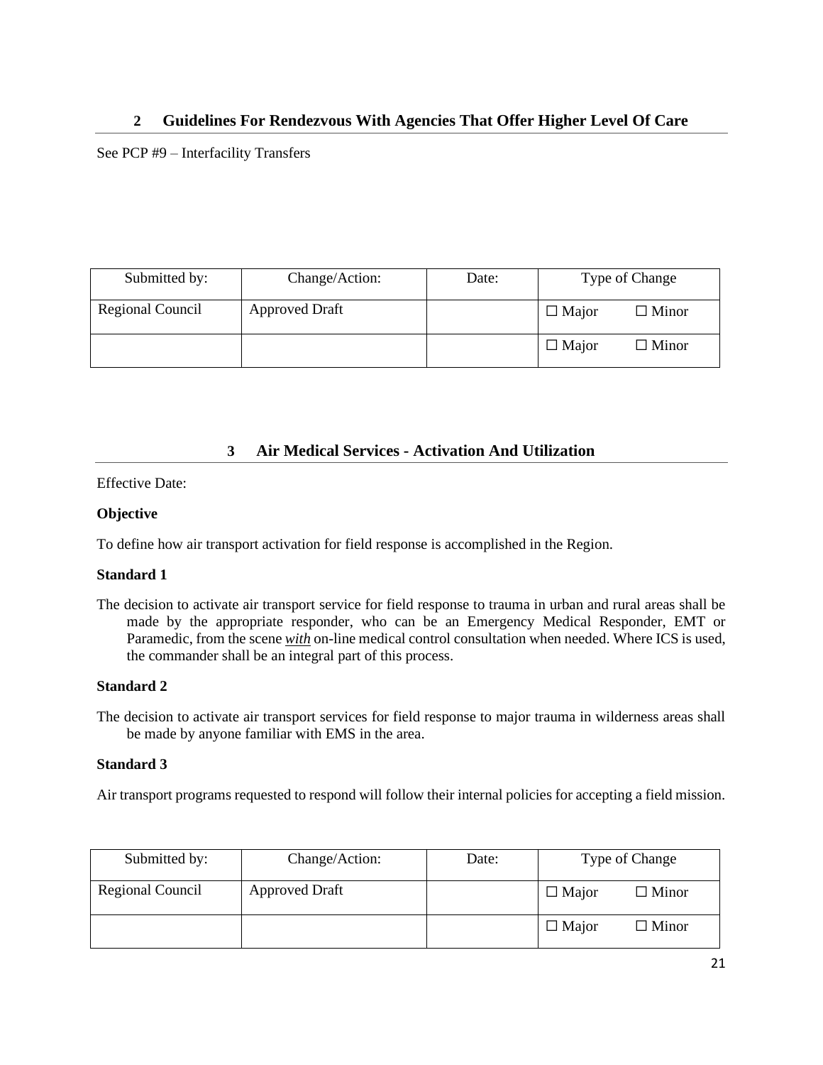## 2 Guidelines For Rendezvous With Agencies That Offer Higher Level Of Care

See PCP #9 – Interfacility Transfers

| Submitted by: | Change/Action: | Date: | Type of Change | |
|---|---|---|---|---|
| Regional Council | Approved Draft | | ☐ Major | ☐ Minor |
| | | | ☐ Major | ☐ Minor |

## 3 Air Medical Services - Activation And Utilization

Effective Date:

**Objective**

To define how air transport activation for field response is accomplished in the Region.

**Standard 1**

The decision to activate air transport service for field response to trauma in urban and rural areas shall be made by the appropriate responder, who can be an Emergency Medical Responder, EMT or Paramedic, from the scene ***with*** on-line medical control consultation when needed. Where ICS is used, the commander shall be an integral part of this process.

**Standard 2**

The decision to activate air transport services for field response to major trauma in wilderness areas shall be made by anyone familiar with EMS in the area.

**Standard 3**

Air transport programs requested to respond will follow their internal policies for accepting a field mission.

| Submitted by: | Change/Action: | Date: | Type of Change | |
|---|---|---|---|---|
| Regional Council | Approved Draft | | ☐ Major | ☐ Minor |
| | | | ☐ Major | ☐ Minor |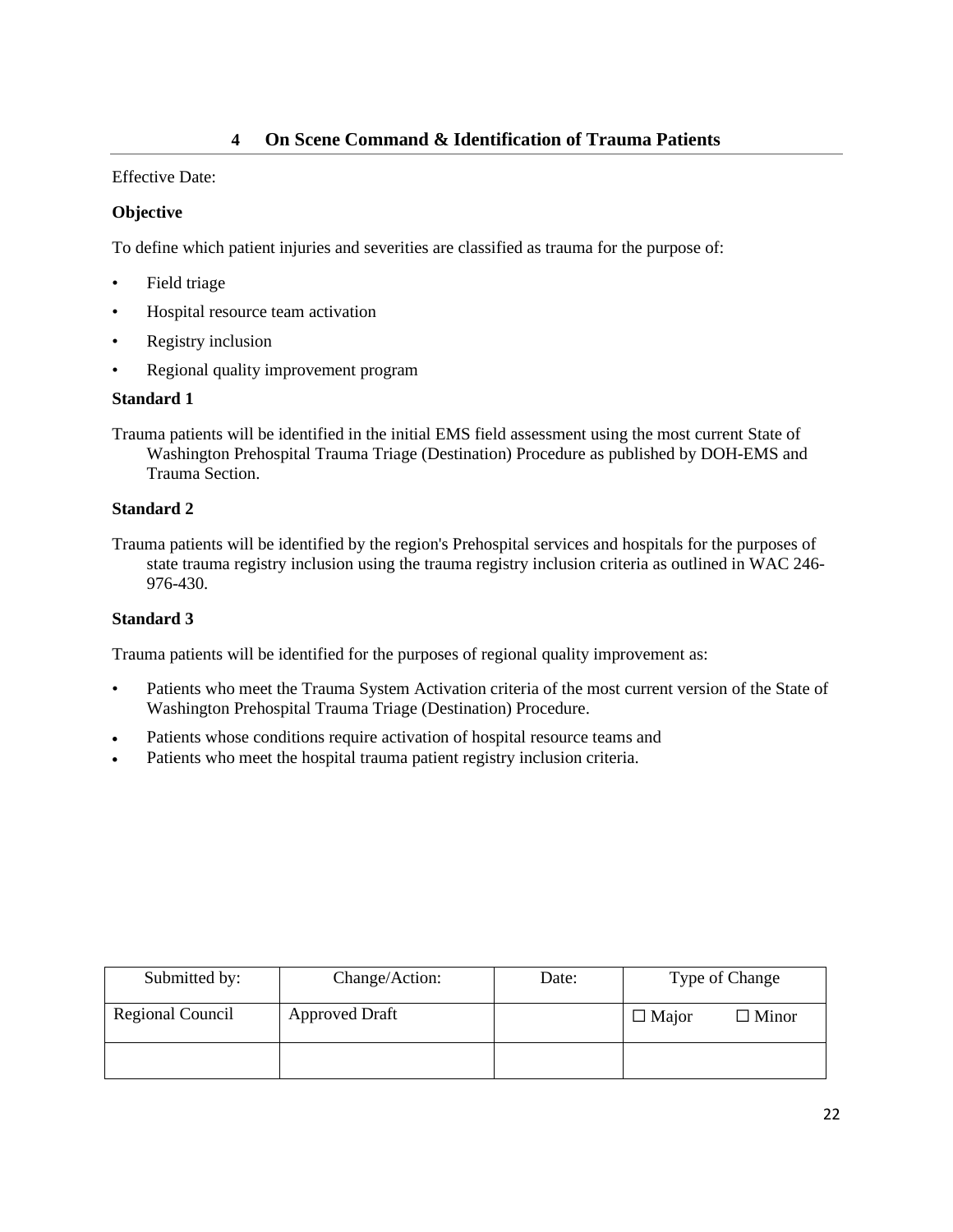# 4 On Scene Command & Identification of Trauma Patients

Effective Date:

**Objective**

To define which patient injuries and severities are classified as trauma for the purpose of:

- Field triage
- Hospital resource team activation
- Registry inclusion
- Regional quality improvement program

**Standard 1**

Trauma patients will be identified in the initial EMS field assessment using the most current State of Washington Prehospital Trauma Triage (Destination) Procedure as published by DOH-EMS and Trauma Section.

**Standard 2**

Trauma patients will be identified by the region's Prehospital services and hospitals for the purposes of state trauma registry inclusion using the trauma registry inclusion criteria as outlined in WAC 246-976-430.

**Standard 3**

Trauma patients will be identified for the purposes of regional quality improvement as:

- Patients who meet the Trauma System Activation criteria of the most current version of the State of Washington Prehospital Trauma Triage (Destination) Procedure.
- Patients whose conditions require activation of hospital resource teams and
- Patients who meet the hospital trauma patient registry inclusion criteria.

| Submitted by: | Change/Action: | Date: | Type of Change |
|---|---|---|---|
| Regional Council | Approved Draft | | ☐ Major ☐ Minor |
| | | | |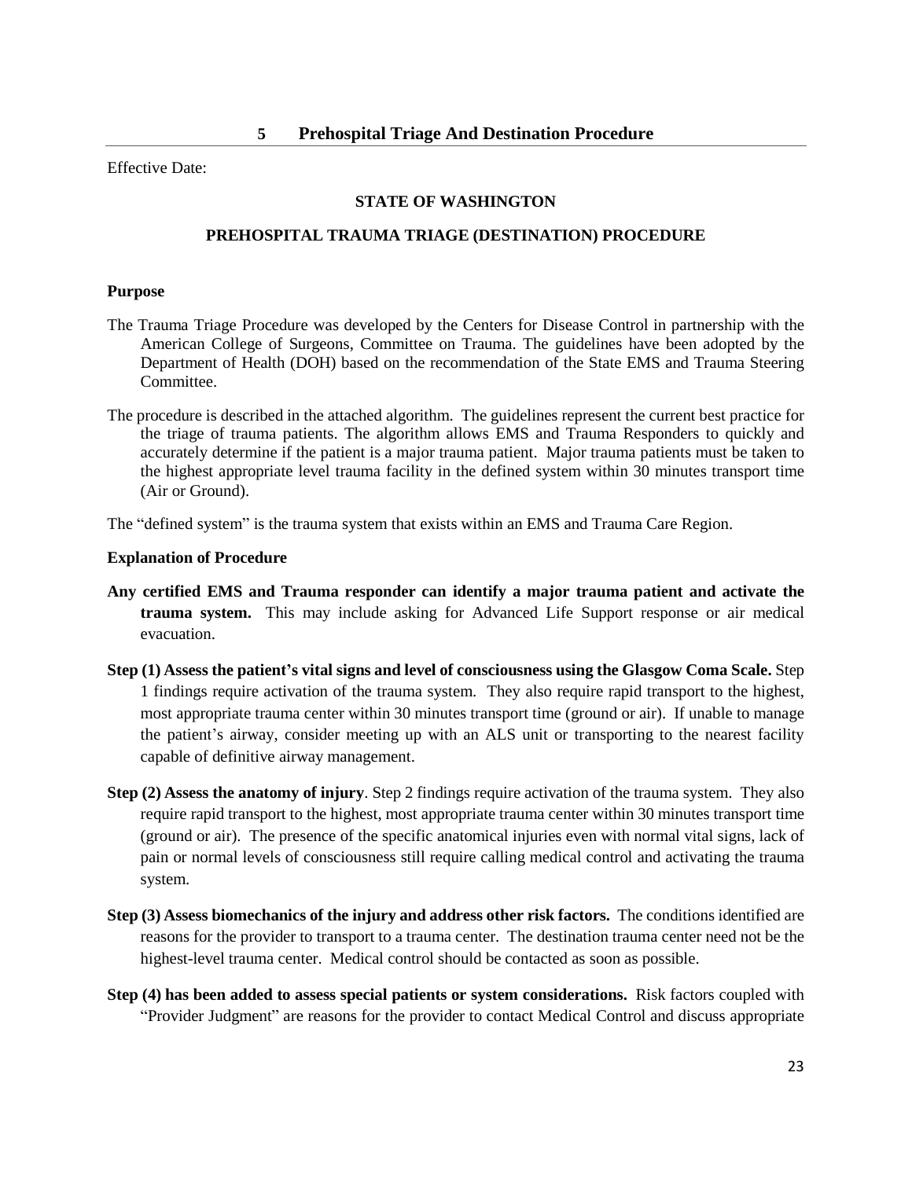# 5 Prehospital Triage And Destination Procedure

Effective Date:

**STATE OF WASHINGTON**

**PREHOSPITAL TRAUMA TRIAGE (DESTINATION) PROCEDURE**

**Purpose**

The Trauma Triage Procedure was developed by the Centers for Disease Control in partnership with the American College of Surgeons, Committee on Trauma. The guidelines have been adopted by the Department of Health (DOH) based on the recommendation of the State EMS and Trauma Steering Committee.

The procedure is described in the attached algorithm. The guidelines represent the current best practice for the triage of trauma patients. The algorithm allows EMS and Trauma Responders to quickly and accurately determine if the patient is a major trauma patient. Major trauma patients must be taken to the highest appropriate level trauma facility in the defined system within 30 minutes transport time (Air or Ground).

The "defined system" is the trauma system that exists within an EMS and Trauma Care Region.

**Explanation of Procedure**

**Any certified EMS and Trauma responder can identify a major trauma patient and activate the trauma system.** This may include asking for Advanced Life Support response or air medical evacuation.

**Step (1) Assess the patient's vital signs and level of consciousness using the Glasgow Coma Scale.** Step 1 findings require activation of the trauma system. They also require rapid transport to the highest, most appropriate trauma center within 30 minutes transport time (ground or air). If unable to manage the patient's airway, consider meeting up with an ALS unit or transporting to the nearest facility capable of definitive airway management.

**Step (2) Assess the anatomy of injury**. Step 2 findings require activation of the trauma system. They also require rapid transport to the highest, most appropriate trauma center within 30 minutes transport time (ground or air). The presence of the specific anatomical injuries even with normal vital signs, lack of pain or normal levels of consciousness still require calling medical control and activating the trauma system.

**Step (3) Assess biomechanics of the injury and address other risk factors.** The conditions identified are reasons for the provider to transport to a trauma center. The destination trauma center need not be the highest-level trauma center. Medical control should be contacted as soon as possible.

**Step (4) has been added to assess special patients or system considerations.** Risk factors coupled with "Provider Judgment" are reasons for the provider to contact Medical Control and discuss appropriate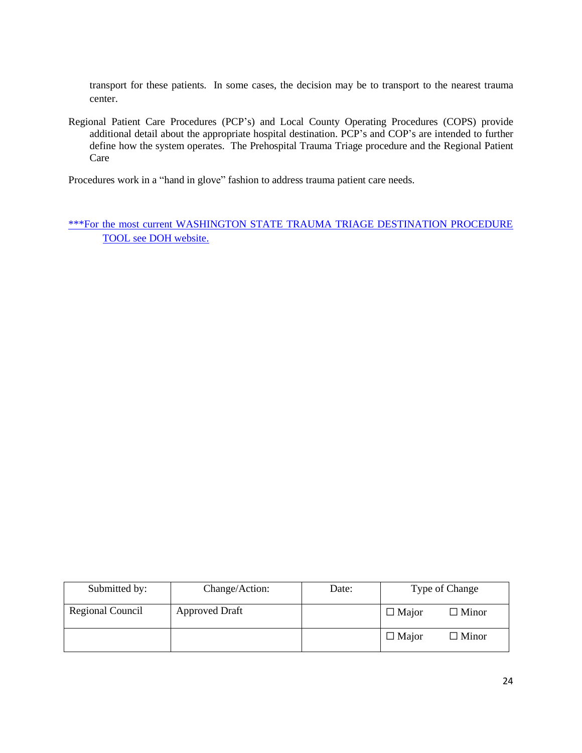transport for these patients. In some cases, the decision may be to transport to the nearest trauma center.

Regional Patient Care Procedures (PCP's) and Local County Operating Procedures (COPS) provide additional detail about the appropriate hospital destination. PCP's and COP's are intended to further define how the system operates. The Prehospital Trauma Triage procedure and the Regional Patient Care

Procedures work in a "hand in glove" fashion to address trauma patient care needs.

***For the most current WASHINGTON STATE TRAUMA TRIAGE DESTINATION PROCEDURE TOOL see DOH website.

| Submitted by: | Change/Action: | Date: | Type of Change |
|---|---|---|---|
| Regional Council | Approved Draft | | ☐ Major ☐ Minor |
| | | | ☐ Major ☐ Minor |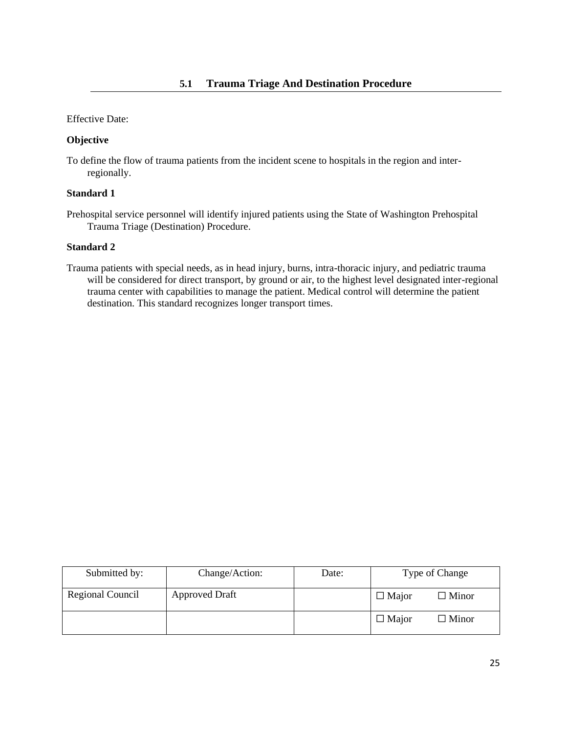## 5.1 Trauma Triage And Destination Procedure

Effective Date:

**Objective**

To define the flow of trauma patients from the incident scene to hospitals in the region and inter-regionally.

**Standard 1**

Prehospital service personnel will identify injured patients using the State of Washington Prehospital Trauma Triage (Destination) Procedure.

**Standard 2**

Trauma patients with special needs, as in head injury, burns, intra-thoracic injury, and pediatric trauma will be considered for direct transport, by ground or air, to the highest level designated inter-regional trauma center with capabilities to manage the patient. Medical control will determine the patient destination. This standard recognizes longer transport times.

| Submitted by: | Change/Action: | Date: | Type of Change | |
|---|---|---|---|---|
| Regional Council | Approved Draft | | ☐ Major | ☐ Minor |
| | | | ☐ Major | ☐ Minor |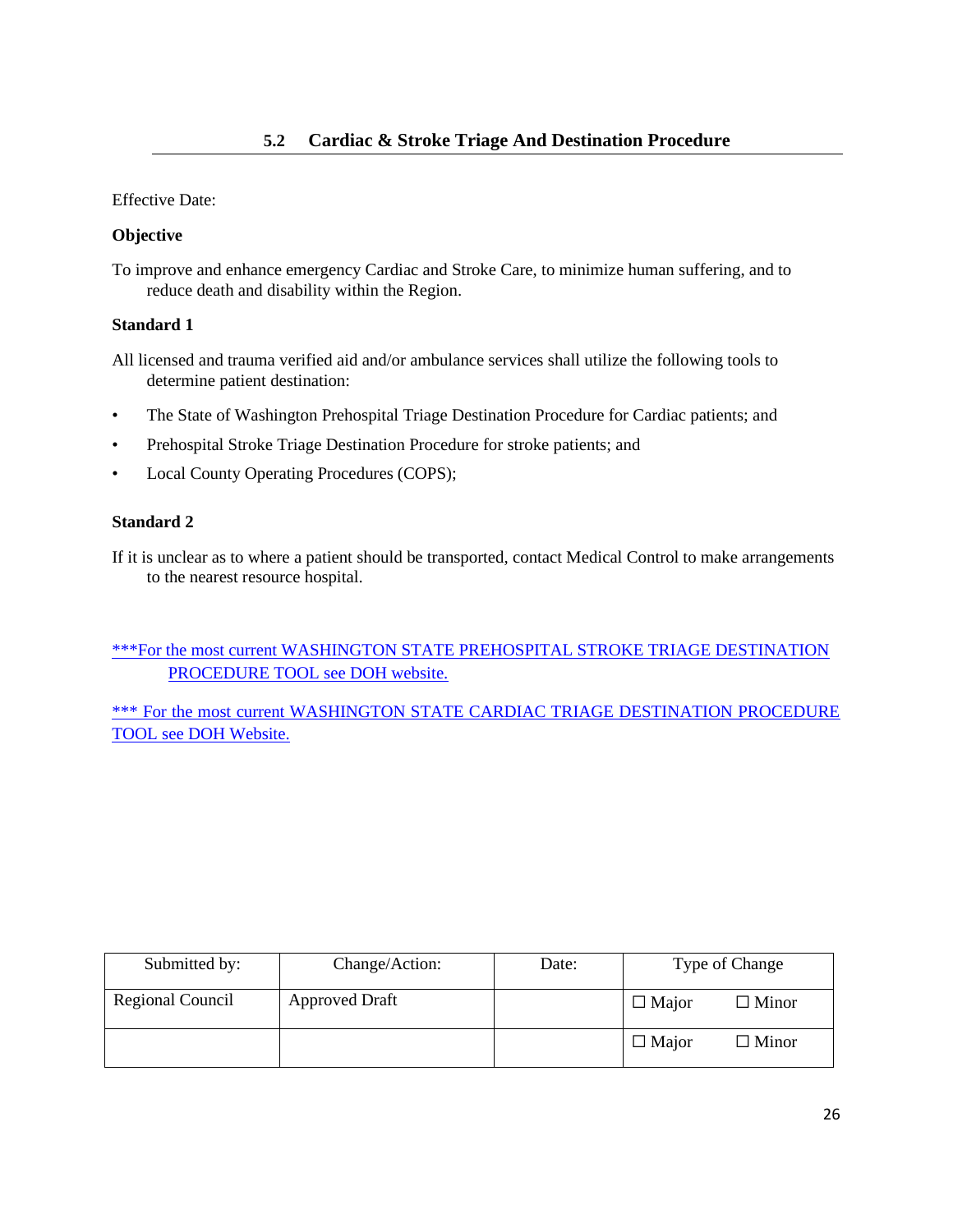## 5.2 Cardiac & Stroke Triage And Destination Procedure

Effective Date:

**Objective**

To improve and enhance emergency Cardiac and Stroke Care, to minimize human suffering, and to reduce death and disability within the Region.

**Standard 1**

All licensed and trauma verified aid and/or ambulance services shall utilize the following tools to determine patient destination:

- The State of Washington Prehospital Triage Destination Procedure for Cardiac patients; and
- Prehospital Stroke Triage Destination Procedure for stroke patients; and
- Local County Operating Procedures (COPS);

**Standard 2**

If it is unclear as to where a patient should be transported, contact Medical Control to make arrangements to the nearest resource hospital.

***For the most current WASHINGTON STATE PREHOSPITAL STROKE TRIAGE DESTINATION PROCEDURE TOOL see DOH website.

*** For the most current WASHINGTON STATE CARDIAC TRIAGE DESTINATION PROCEDURE TOOL see DOH Website.

| Submitted by: | Change/Action: | Date: | Type of Change |
|---|---|---|---|
| Regional Council | Approved Draft | | ☐ Major ☐ Minor |
| | | | ☐ Major ☐ Minor |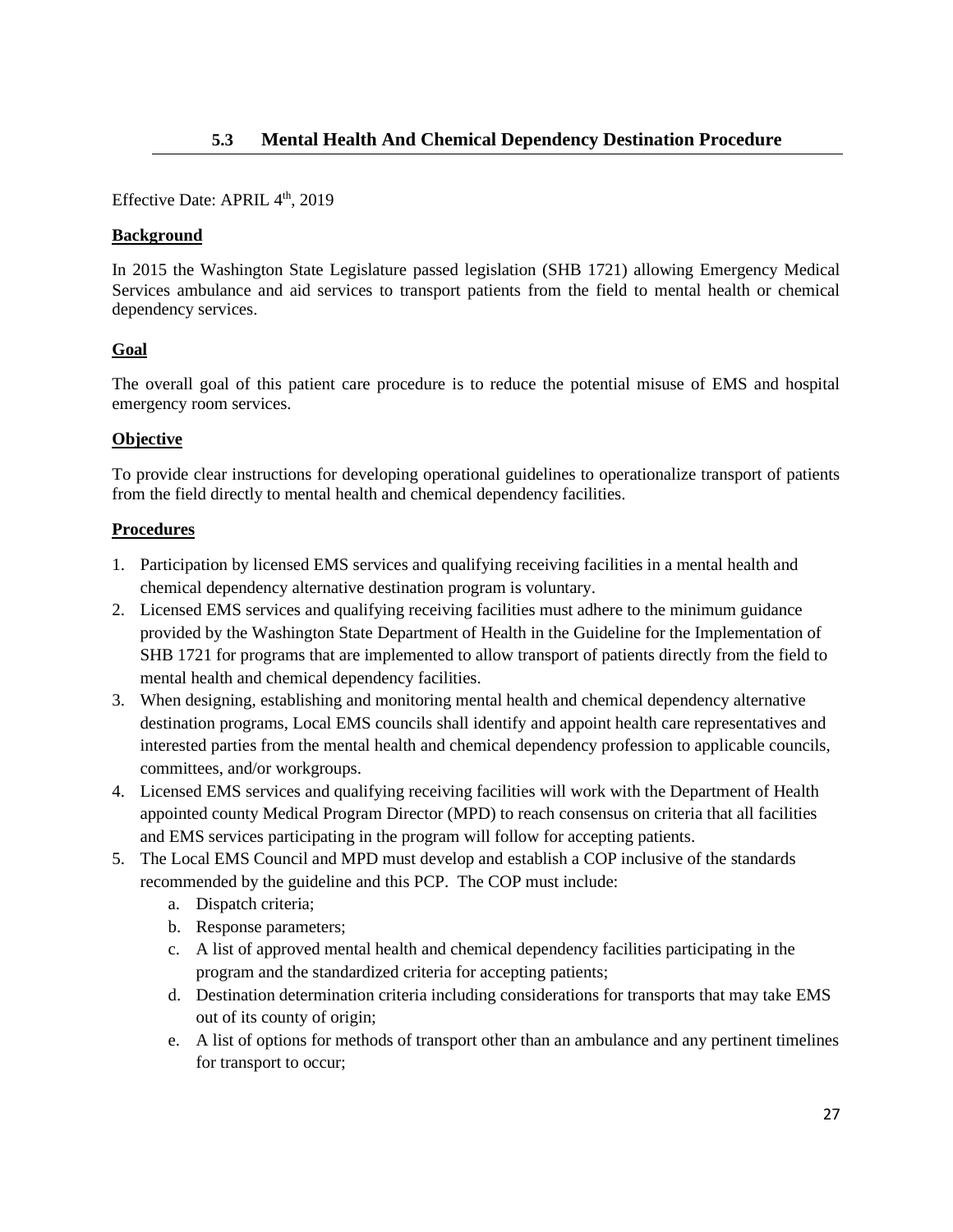## 5.3 Mental Health And Chemical Dependency Destination Procedure

Effective Date: APRIL 4th, 2019

**Background**

In 2015 the Washington State Legislature passed legislation (SHB 1721) allowing Emergency Medical Services ambulance and aid services to transport patients from the field to mental health or chemical dependency services.

**Goal**

The overall goal of this patient care procedure is to reduce the potential misuse of EMS and hospital emergency room services.

**Objective**

To provide clear instructions for developing operational guidelines to operationalize transport of patients from the field directly to mental health and chemical dependency facilities.

**Procedures**

1. Participation by licensed EMS services and qualifying receiving facilities in a mental health and chemical dependency alternative destination program is voluntary.
2. Licensed EMS services and qualifying receiving facilities must adhere to the minimum guidance provided by the Washington State Department of Health in the Guideline for the Implementation of SHB 1721 for programs that are implemented to allow transport of patients directly from the field to mental health and chemical dependency facilities.
3. When designing, establishing and monitoring mental health and chemical dependency alternative destination programs, Local EMS councils shall identify and appoint health care representatives and interested parties from the mental health and chemical dependency profession to applicable councils, committees, and/or workgroups.
4. Licensed EMS services and qualifying receiving facilities will work with the Department of Health appointed county Medical Program Director (MPD) to reach consensus on criteria that all facilities and EMS services participating in the program will follow for accepting patients.
5. The Local EMS Council and MPD must develop and establish a COP inclusive of the standards recommended by the guideline and this PCP. The COP must include:
    a. Dispatch criteria;
    b. Response parameters;
    c. A list of approved mental health and chemical dependency facilities participating in the program and the standardized criteria for accepting patients;
    d. Destination determination criteria including considerations for transports that may take EMS out of its county of origin;
    e. A list of options for methods of transport other than an ambulance and any pertinent timelines for transport to occur;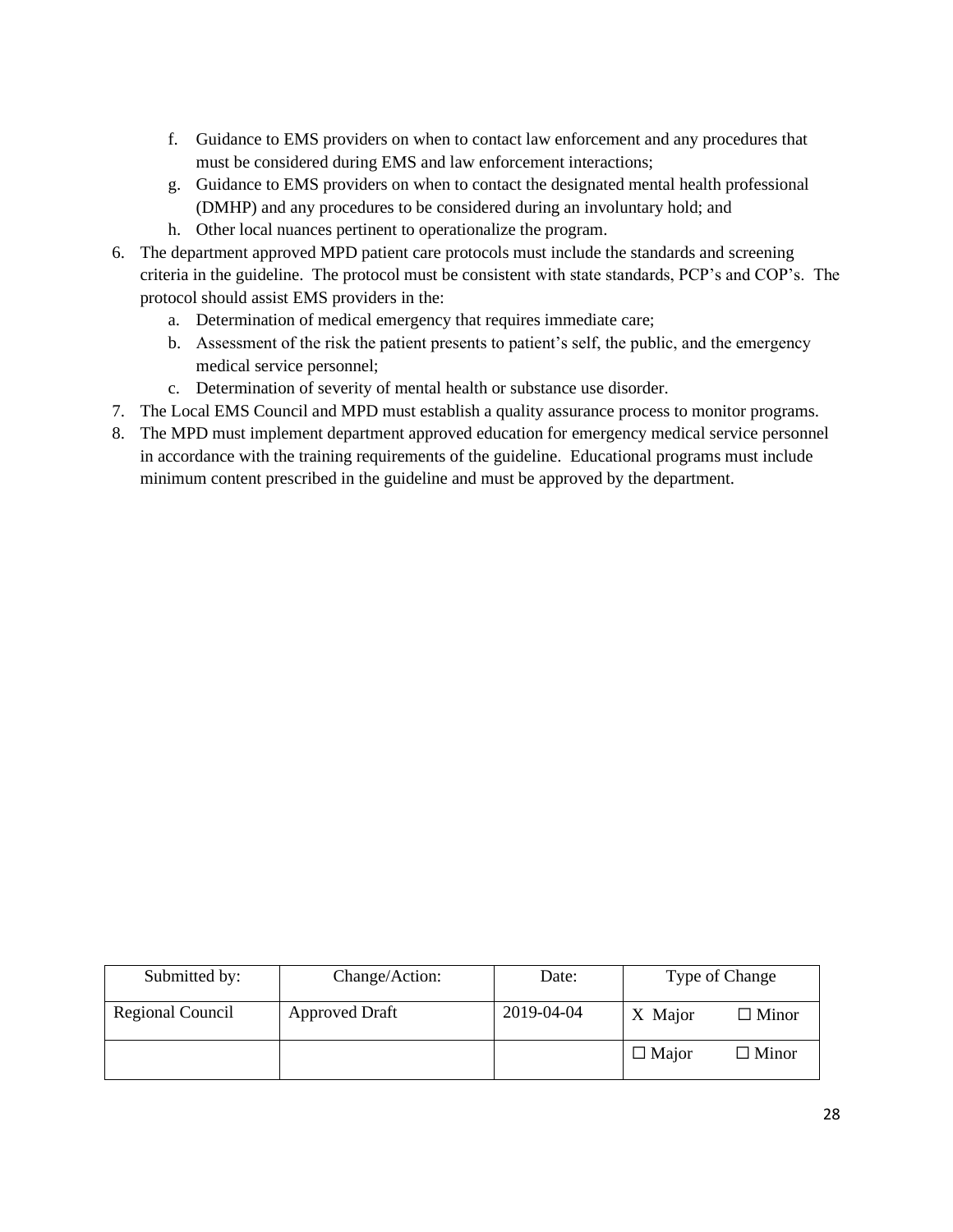f. Guidance to EMS providers on when to contact law enforcement and any procedures that must be considered during EMS and law enforcement interactions;
   g. Guidance to EMS providers on when to contact the designated mental health professional (DMHP) and any procedures to be considered during an involuntary hold; and
   h. Other local nuances pertinent to operationalize the program.
6. The department approved MPD patient care protocols must include the standards and screening criteria in the guideline. The protocol must be consistent with state standards, PCP's and COP's. The protocol should assist EMS providers in the:
   a. Determination of medical emergency that requires immediate care;
   b. Assessment of the risk the patient presents to patient's self, the public, and the emergency medical service personnel;
   c. Determination of severity of mental health or substance use disorder.
7. The Local EMS Council and MPD must establish a quality assurance process to monitor programs.
8. The MPD must implement department approved education for emergency medical service personnel in accordance with the training requirements of the guideline. Educational programs must include minimum content prescribed in the guideline and must be approved by the department.

| Submitted by: | Change/Action: | Date: | Type of Change | |
|---|---|---|---|---|
| Regional Council | Approved Draft | 2019-04-04 | X Major | ☐ Minor |
| | | | ☐ Major | ☐ Minor |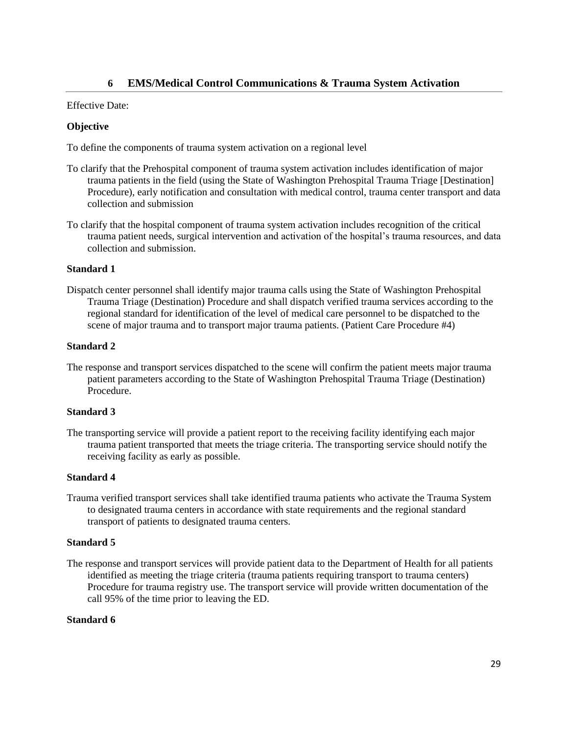# 6 EMS/Medical Control Communications & Trauma System Activation

Effective Date:

**Objective**

To define the components of trauma system activation on a regional level

To clarify that the Prehospital component of trauma system activation includes identification of major trauma patients in the field (using the State of Washington Prehospital Trauma Triage [Destination] Procedure), early notification and consultation with medical control, trauma center transport and data collection and submission

To clarify that the hospital component of trauma system activation includes recognition of the critical trauma patient needs, surgical intervention and activation of the hospital's trauma resources, and data collection and submission.

**Standard 1**

Dispatch center personnel shall identify major trauma calls using the State of Washington Prehospital Trauma Triage (Destination) Procedure and shall dispatch verified trauma services according to the regional standard for identification of the level of medical care personnel to be dispatched to the scene of major trauma and to transport major trauma patients. (Patient Care Procedure #4)

**Standard 2**

The response and transport services dispatched to the scene will confirm the patient meets major trauma patient parameters according to the State of Washington Prehospital Trauma Triage (Destination) Procedure.

**Standard 3**

The transporting service will provide a patient report to the receiving facility identifying each major trauma patient transported that meets the triage criteria. The transporting service should notify the receiving facility as early as possible.

**Standard 4**

Trauma verified transport services shall take identified trauma patients who activate the Trauma System to designated trauma centers in accordance with state requirements and the regional standard transport of patients to designated trauma centers.

**Standard 5**

The response and transport services will provide patient data to the Department of Health for all patients identified as meeting the triage criteria (trauma patients requiring transport to trauma centers) Procedure for trauma registry use. The transport service will provide written documentation of the call 95% of the time prior to leaving the ED.

**Standard 6**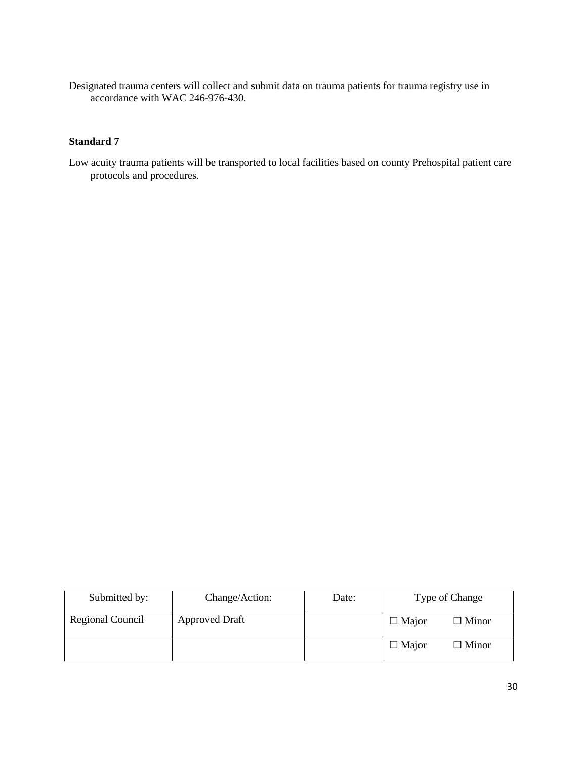Designated trauma centers will collect and submit data on trauma patients for trauma registry use in accordance with WAC 246-976-430.

**Standard 7**

Low acuity trauma patients will be transported to local facilities based on county Prehospital patient care protocols and procedures.

| Submitted by: | Change/Action: | Date: | Type of Change |
|---|---|---|---|
| Regional Council | Approved Draft | | ☐ Major ☐ Minor |
| | | | ☐ Major ☐ Minor |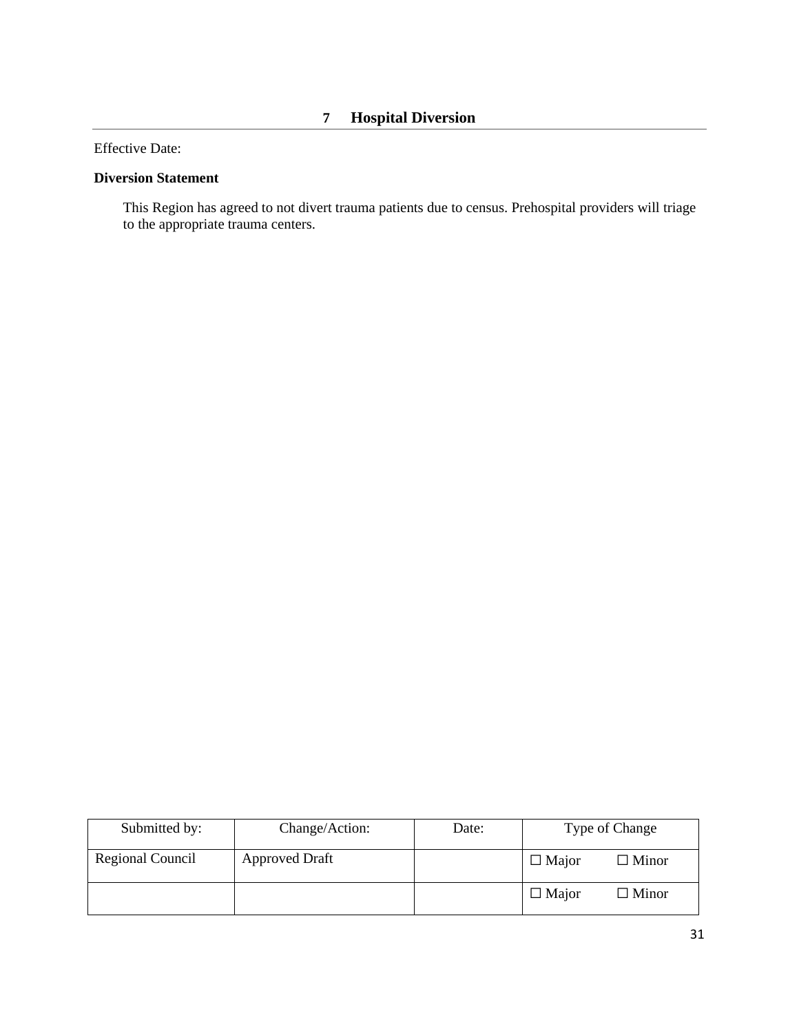# 7 Hospital Diversion

Effective Date:

**Diversion Statement**

This Region has agreed to not divert trauma patients due to census. Prehospital providers will triage to the appropriate trauma centers.

| Submitted by: | Change/Action: | Date: | Type of Change |
|---|---|---|---|
| Regional Council | Approved Draft | | ☐ Major ☐ Minor |
| | | | ☐ Major ☐ Minor |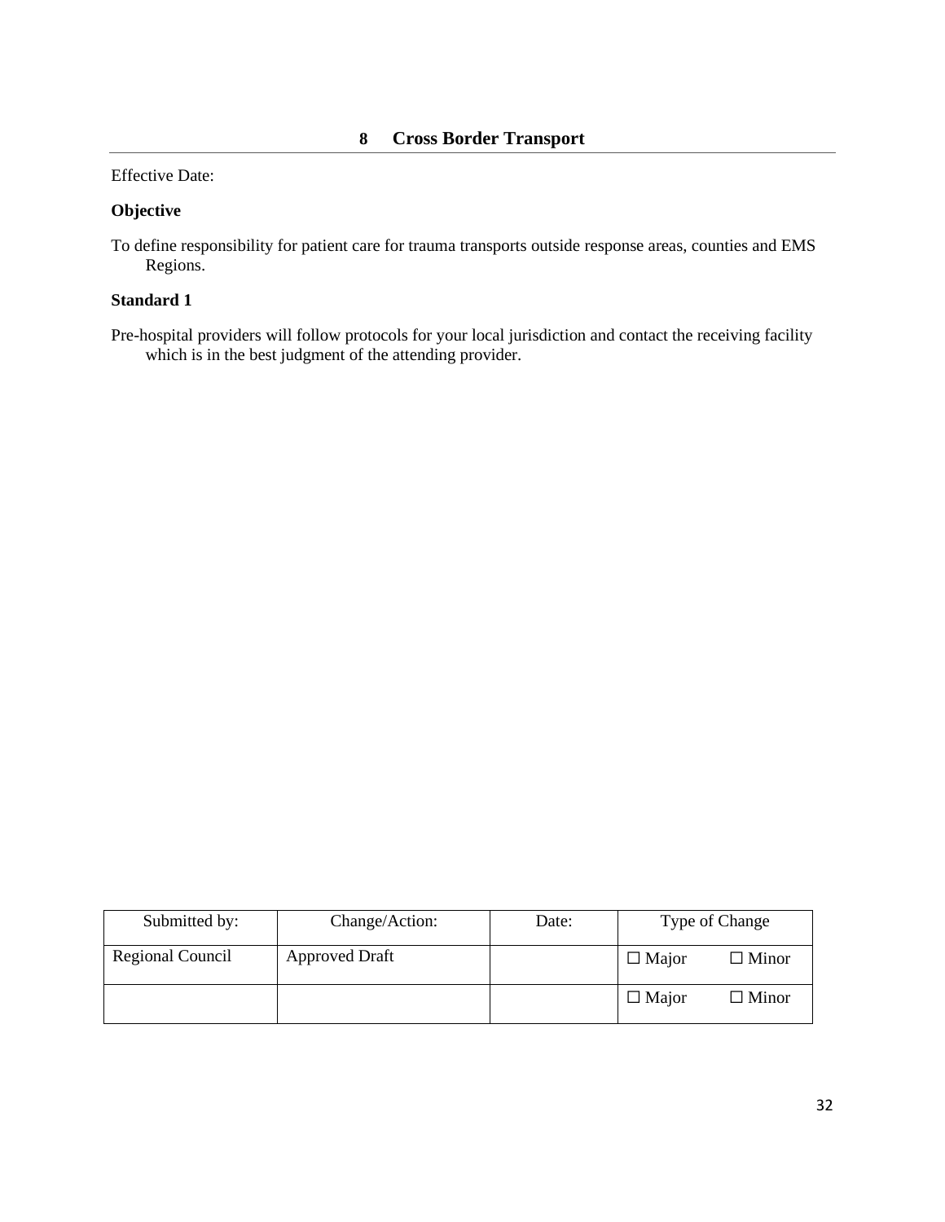# 8 Cross Border Transport

Effective Date:

**Objective**

To define responsibility for patient care for trauma transports outside response areas, counties and EMS Regions.

**Standard 1**

Pre-hospital providers will follow protocols for your local jurisdiction and contact the receiving facility which is in the best judgment of the attending provider.

| Submitted by: | Change/Action: | Date: | Type of Change | |
|---|---|---|---|---|
| Regional Council | Approved Draft | | ☐ Major | ☐ Minor |
| | | | ☐ Major | ☐ Minor |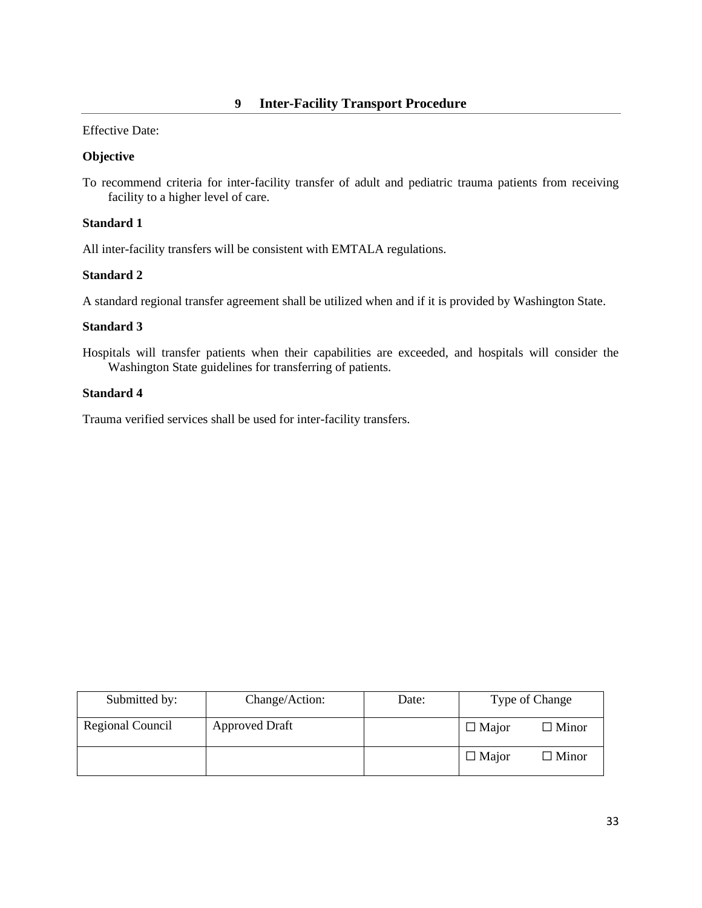## 9 Inter-Facility Transport Procedure

Effective Date:

**Objective**

To recommend criteria for inter-facility transfer of adult and pediatric trauma patients from receiving facility to a higher level of care.

**Standard 1**

All inter-facility transfers will be consistent with EMTALA regulations.

**Standard 2**

A standard regional transfer agreement shall be utilized when and if it is provided by Washington State.

**Standard 3**

Hospitals will transfer patients when their capabilities are exceeded, and hospitals will consider the Washington State guidelines for transferring of patients.

**Standard 4**

Trauma verified services shall be used for inter-facility transfers.

| Submitted by: | Change/Action: | Date: | Type of Change | |
|---|---|---|---|---|
| Regional Council | Approved Draft | | ☐ Major | ☐ Minor |
| | | | ☐ Major | ☐ Minor |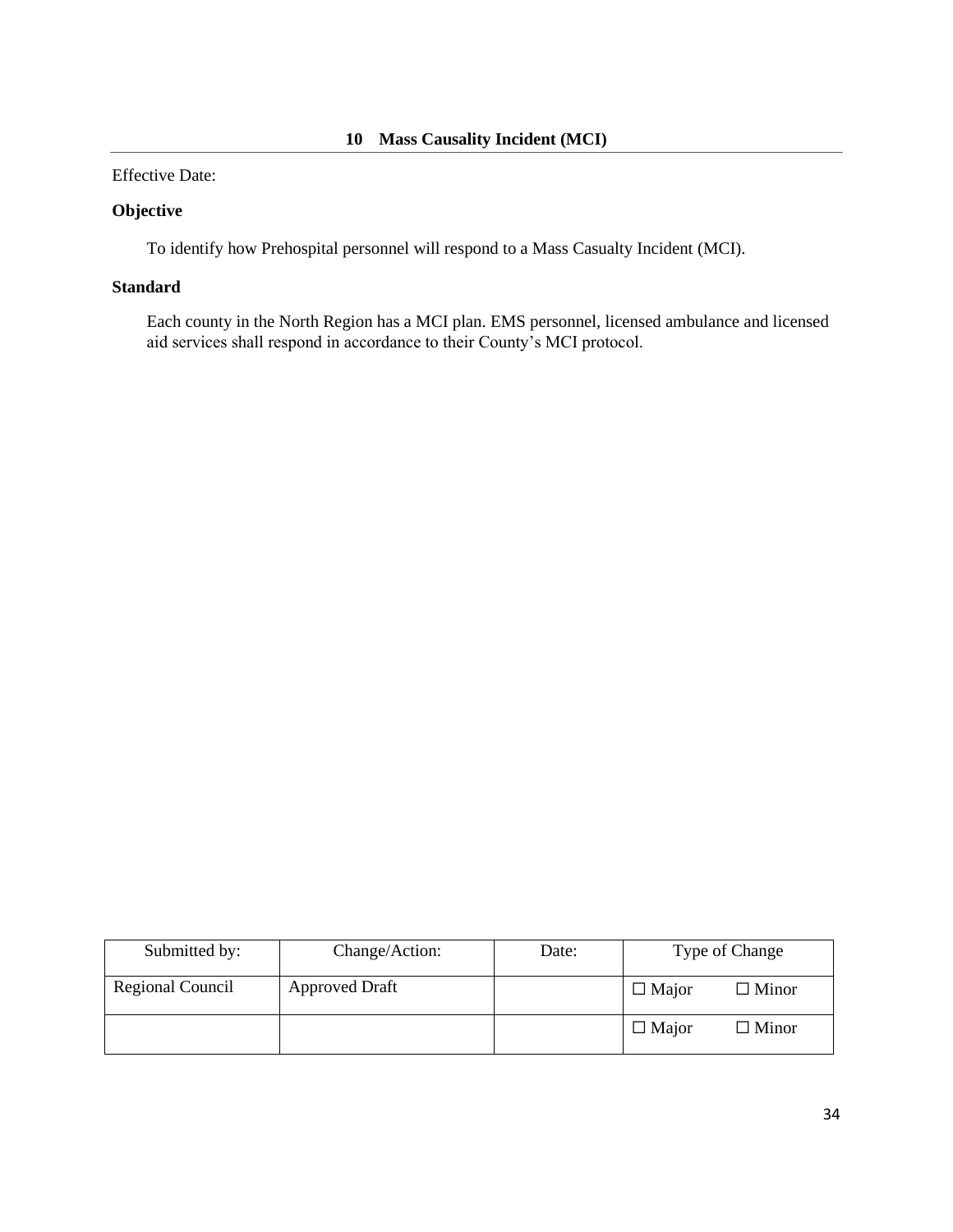## 10 Mass Causality Incident (MCI)

Effective Date:

**Objective**

To identify how Prehospital personnel will respond to a Mass Casualty Incident (MCI).

**Standard**

Each county in the North Region has a MCI plan. EMS personnel, licensed ambulance and licensed aid services shall respond in accordance to their County's MCI protocol.

| Submitted by: | Change/Action: | Date: | Type of Change |
|---|---|---|---|
| Regional Council | Approved Draft | | ☐ Major ☐ Minor |
| | | | ☐ Major ☐ Minor |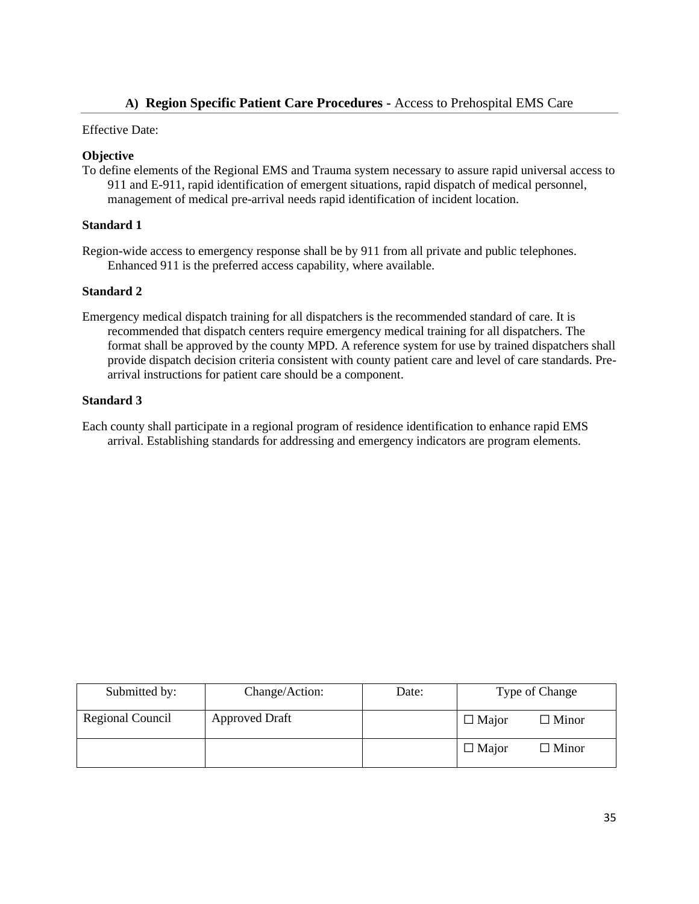## A) Region Specific Patient Care Procedures - Access to Prehospital EMS Care

Effective Date:

**Objective**

To define elements of the Regional EMS and Trauma system necessary to assure rapid universal access to 911 and E-911, rapid identification of emergent situations, rapid dispatch of medical personnel, management of medical pre-arrival needs rapid identification of incident location.

**Standard 1**

Region-wide access to emergency response shall be by 911 from all private and public telephones. Enhanced 911 is the preferred access capability, where available.

**Standard 2**

Emergency medical dispatch training for all dispatchers is the recommended standard of care. It is recommended that dispatch centers require emergency medical training for all dispatchers. The format shall be approved by the county MPD. A reference system for use by trained dispatchers shall provide dispatch decision criteria consistent with county patient care and level of care standards. Pre-arrival instructions for patient care should be a component.

**Standard 3**

Each county shall participate in a regional program of residence identification to enhance rapid EMS arrival. Establishing standards for addressing and emergency indicators are program elements.

| Submitted by: | Change/Action: | Date: | Type of Change | |
|---|---|---|---|---|
| Regional Council | Approved Draft | | ☐ Major | ☐ Minor |
| | | | ☐ Major | ☐ Minor |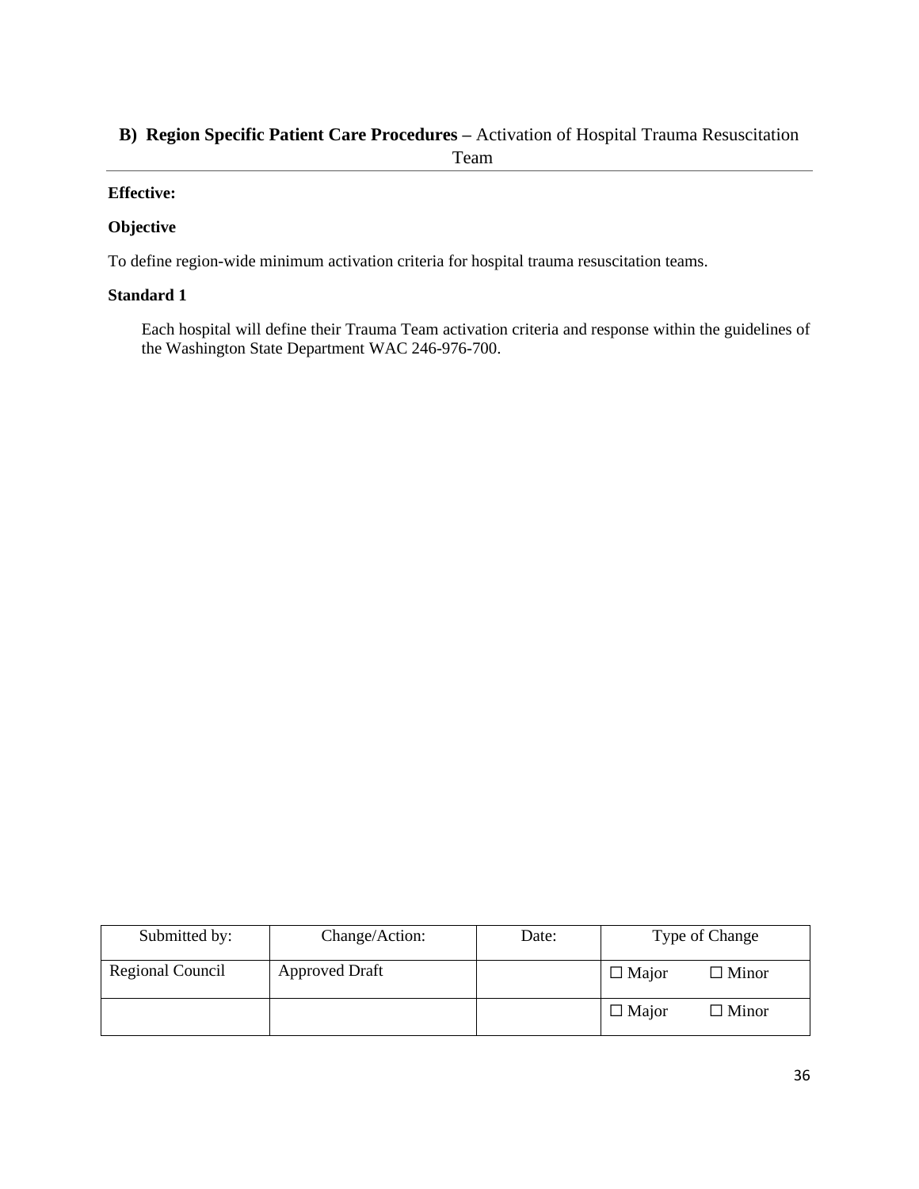## **B) Region Specific Patient Care Procedures** – Activation of Hospital Trauma Resuscitation Team

**Effective:**

**Objective**

To define region-wide minimum activation criteria for hospital trauma resuscitation teams.

**Standard 1**

Each hospital will define their Trauma Team activation criteria and response within the guidelines of the Washington State Department WAC 246-976-700.

| Submitted by: | Change/Action: | Date: | Type of Change |
|---|---|---|---|
| Regional Council | Approved Draft | | ☐ Major ☐ Minor |
| | | | ☐ Major ☐ Minor |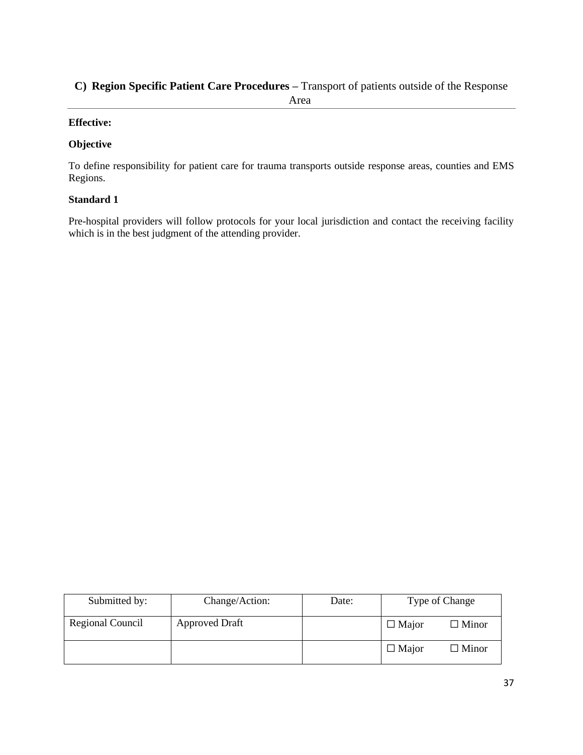## C) **Region Specific Patient Care Procedures –** Transport of patients outside of the Response Area

**Effective:**

**Objective**

To define responsibility for patient care for trauma transports outside response areas, counties and EMS Regions.

**Standard 1**

Pre-hospital providers will follow protocols for your local jurisdiction and contact the receiving facility which is in the best judgment of the attending provider.

| Submitted by: | Change/Action: | Date: | Type of Change |
|---|---|---|---|
| Regional Council | Approved Draft | | ☐ Major ☐ Minor |
| | | | ☐ Major ☐ Minor |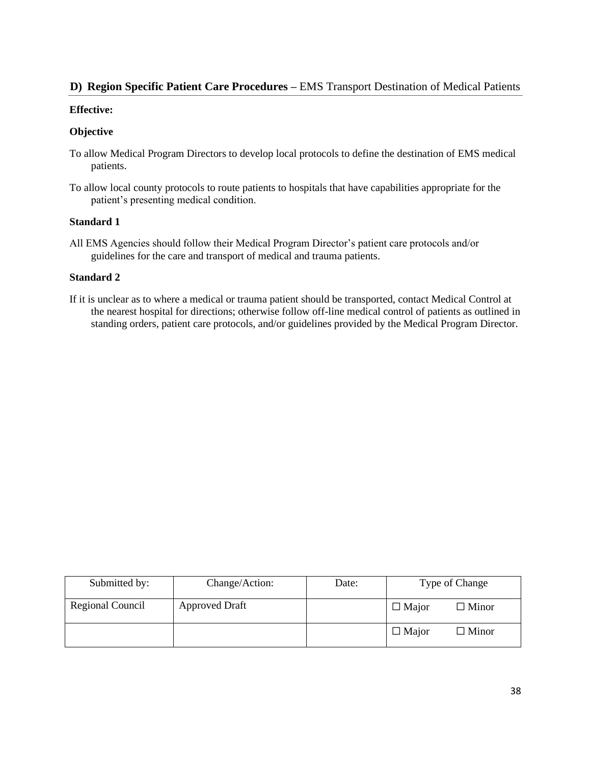## D) Region Specific Patient Care Procedures – EMS Transport Destination of Medical Patients

**Effective:**

**Objective**

To allow Medical Program Directors to develop local protocols to define the destination of EMS medical patients.

To allow local county protocols to route patients to hospitals that have capabilities appropriate for the patient's presenting medical condition.

**Standard 1**

All EMS Agencies should follow their Medical Program Director's patient care protocols and/or guidelines for the care and transport of medical and trauma patients.

**Standard 2**

If it is unclear as to where a medical or trauma patient should be transported, contact Medical Control at the nearest hospital for directions; otherwise follow off-line medical control of patients as outlined in standing orders, patient care protocols, and/or guidelines provided by the Medical Program Director.

| Submitted by: | Change/Action: | Date: | Type of Change |
|---|---|---|---|
| Regional Council | Approved Draft | | ☐ Major ☐ Minor |
| | | | ☐ Major ☐ Minor |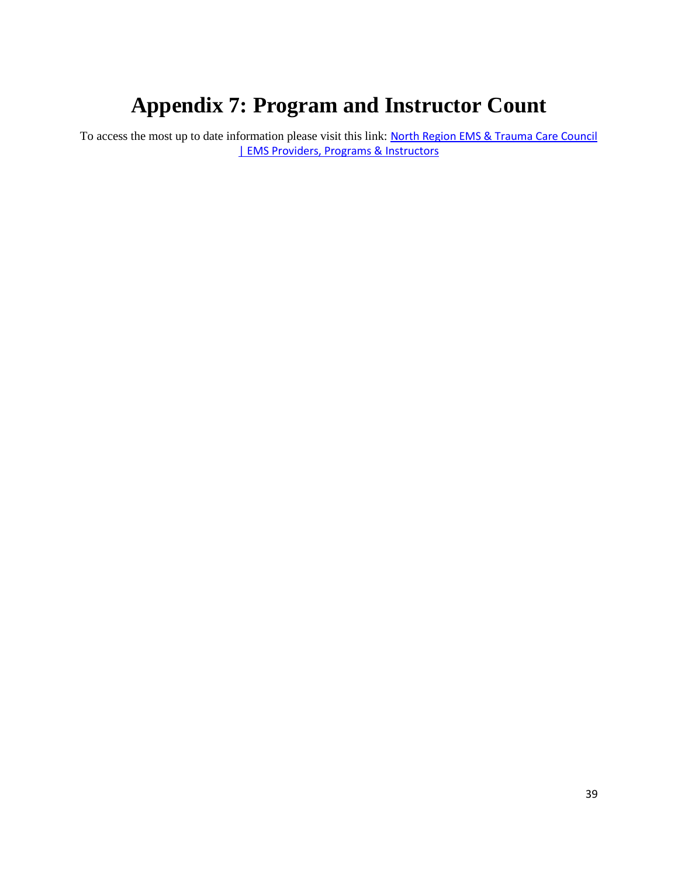# Appendix 7: Program and Instructor Count

To access the most up to date information please visit this link: North Region EMS & Trauma Care Council | EMS Providers, Programs & Instructors